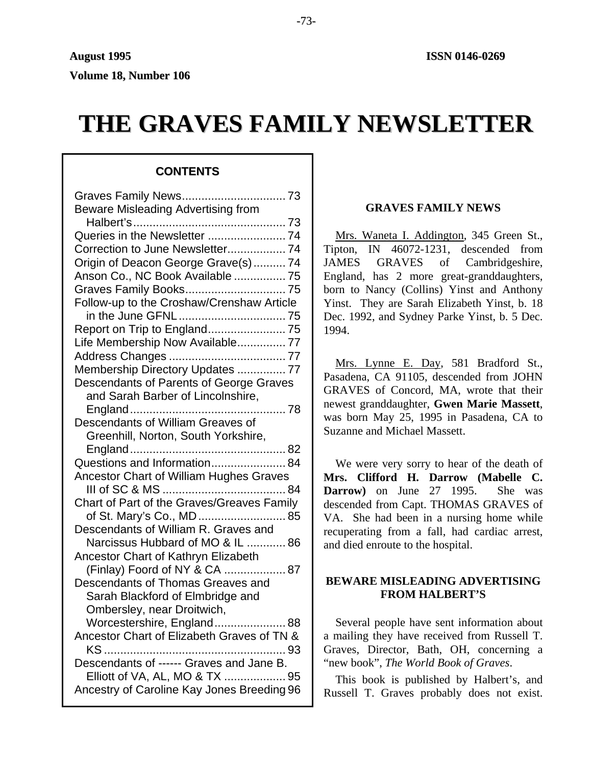August 1995 ISSN 0146-0269

Volume 18, Number 106

# THE GRAVES FAMILY NEWSLETTER

## CONTENTS

Graves Family News................................ 73
Beware Misleading Advertising from Halbert's............................................... 73
Queries in the Newsletter ........................ 74
Correction to June Newsletter.................. 74
Origin of Deacon George Grave(s).......... 74
Anson Co., NC Book Available ................ 75
Graves Family Books............................... 75
Follow-up to the Croshaw/Crenshaw Article in the June GFNL................................. 75
Report on Trip to England........................ 75
Life Membership Now Available............... 77
Address Changes .................................... 77
Membership Directory Updates ............... 77
Descendants of Parents of George Graves and Sarah Barber of Lincolnshire, England................................................ 78
Descendants of William Greaves of Greenhill, Norton, South Yorkshire, England................................................ 82
Questions and Information....................... 84
Ancestor Chart of William Hughes Graves III of SC & MS ...................................... 84
Chart of Part of the Graves/Greaves Family of St. Mary's Co., MD........................... 85
Descendants of William R. Graves and Narcissus Hubbard of MO & IL ............ 86
Ancestor Chart of Kathryn Elizabeth (Finlay) Foord of NY & CA ................... 87
Descendants of Thomas Greaves and Sarah Blackford of Elmbridge and Ombersley, near Droitwich, Worcestershire, England...................... 88
Ancestor Chart of Elizabeth Graves of TN & KS ....................................................... 93
Descendants of ------ Graves and Jane B. Elliott of VA, AL, MO & TX ................... 95
Ancestry of Caroline Kay Jones Breeding 96

## GRAVES FAMILY NEWS

Mrs. Waneta I. Addington, 345 Green St., Tipton, IN 46072-1231, descended from JAMES GRAVES of Cambridgeshire, England, has 2 more great-granddaughters, born to Nancy (Collins) Yinst and Anthony Yinst. They are Sarah Elizabeth Yinst, b. 18 Dec. 1992, and Sydney Parke Yinst, b. 5 Dec. 1994.

Mrs. Lynne E. Day, 581 Bradford St., Pasadena, CA 91105, descended from JOHN GRAVES of Concord, MA, wrote that their newest granddaughter, **Gwen Marie Massett**, was born May 25, 1995 in Pasadena, CA to Suzanne and Michael Massett.

We were very sorry to hear of the death of **Mrs. Clifford H. Darrow (Mabelle C. Darrow)** on June 27 1995. She was descended from Capt. THOMAS GRAVES of VA. She had been in a nursing home while recuperating from a fall, had cardiac arrest, and died enroute to the hospital.

## BEWARE MISLEADING ADVERTISING FROM HALBERT'S

Several people have sent information about a mailing they have received from Russell T. Graves, Director, Bath, OH, concerning a "new book", *The World Book of Graves*.

This book is published by Halbert's, and Russell T. Graves probably does not exist.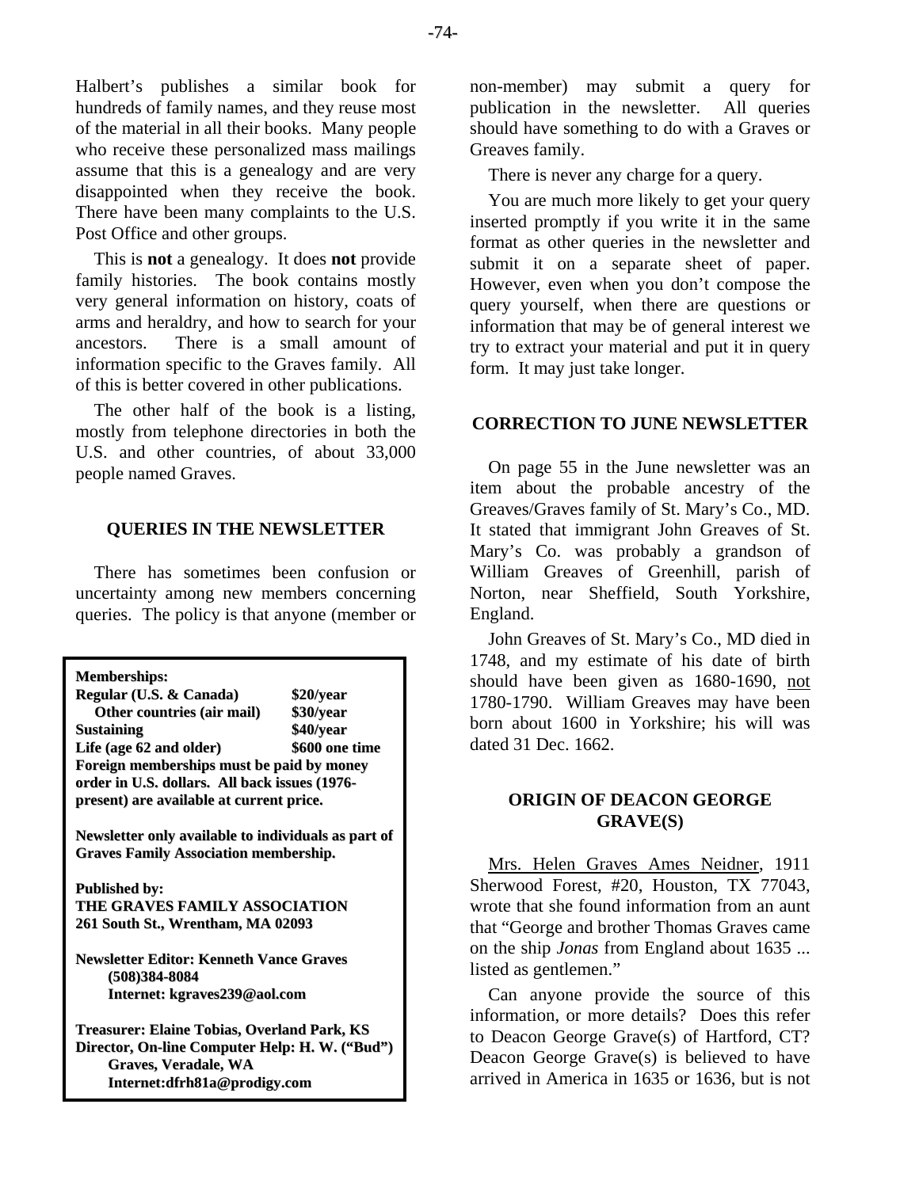Halbert's publishes a similar book for hundreds of family names, and they reuse most of the material in all their books. Many people who receive these personalized mass mailings assume that this is a genealogy and are very disappointed when they receive the book. There have been many complaints to the U.S. Post Office and other groups.

This is **not** a genealogy. It does **not** provide family histories. The book contains mostly very general information on history, coats of arms and heraldry, and how to search for your ancestors. There is a small amount of information specific to the Graves family. All of this is better covered in other publications.

The other half of the book is a listing, mostly from telephone directories in both the U.S. and other countries, of about 33,000 people named Graves.

## QUERIES IN THE NEWSLETTER

There has sometimes been confusion or uncertainty among new members concerning queries. The policy is that anyone (member or non-member) may submit a query for publication in the newsletter. All queries should have something to do with a Graves or Greaves family.

There is never any charge for a query.

You are much more likely to get your query inserted promptly if you write it in the same format as other queries in the newsletter and submit it on a separate sheet of paper. However, even when you don't compose the query yourself, when there are questions or information that may be of general interest we try to extract your material and put it in query form. It may just take longer.

**Memberships:**

| | |
|---|---|
| **Regular (U.S. & Canada)** | **$20/year** |
| **Other countries (air mail)** | **$30/year** |
| **Sustaining** | **$40/year** |
| **Life (age 62 and older)** | **$600 one time** |

**Foreign memberships must be paid by money order in U.S. dollars. All back issues (1976-present) are available at current price.**

**Newsletter only available to individuals as part of Graves Family Association membership.**

**Published by:**
**THE GRAVES FAMILY ASSOCIATION**
**261 South St., Wrentham, MA 02093**

**Newsletter Editor: Kenneth Vance Graves**
**(508)384-8084**
**Internet: kgraves239@aol.com**

**Treasurer: Elaine Tobias, Overland Park, KS**
**Director, On-line Computer Help: H. W. ("Bud") Graves, Veradale, WA**
**Internet:dfrh81a@prodigy.com**

## CORRECTION TO JUNE NEWSLETTER

On page 55 in the June newsletter was an item about the probable ancestry of the Greaves/Graves family of St. Mary's Co., MD. It stated that immigrant John Greaves of St. Mary's Co. was probably a grandson of William Greaves of Greenhill, parish of Norton, near Sheffield, South Yorkshire, England.

John Greaves of St. Mary's Co., MD died in 1748, and my estimate of his date of birth should have been given as 1680-1690, not 1780-1790. William Greaves may have been born about 1600 in Yorkshire; his will was dated 31 Dec. 1662.

## ORIGIN OF DEACON GEORGE GRAVE(S)

Mrs. Helen Graves Ames Neidner, 1911 Sherwood Forest, #20, Houston, TX 77043, wrote that she found information from an aunt that "George and brother Thomas Graves came on the ship *Jonas* from England about 1635 ... listed as gentlemen."

Can anyone provide the source of this information, or more details? Does this refer to Deacon George Grave(s) of Hartford, CT? Deacon George Grave(s) is believed to have arrived in America in 1635 or 1636, but is not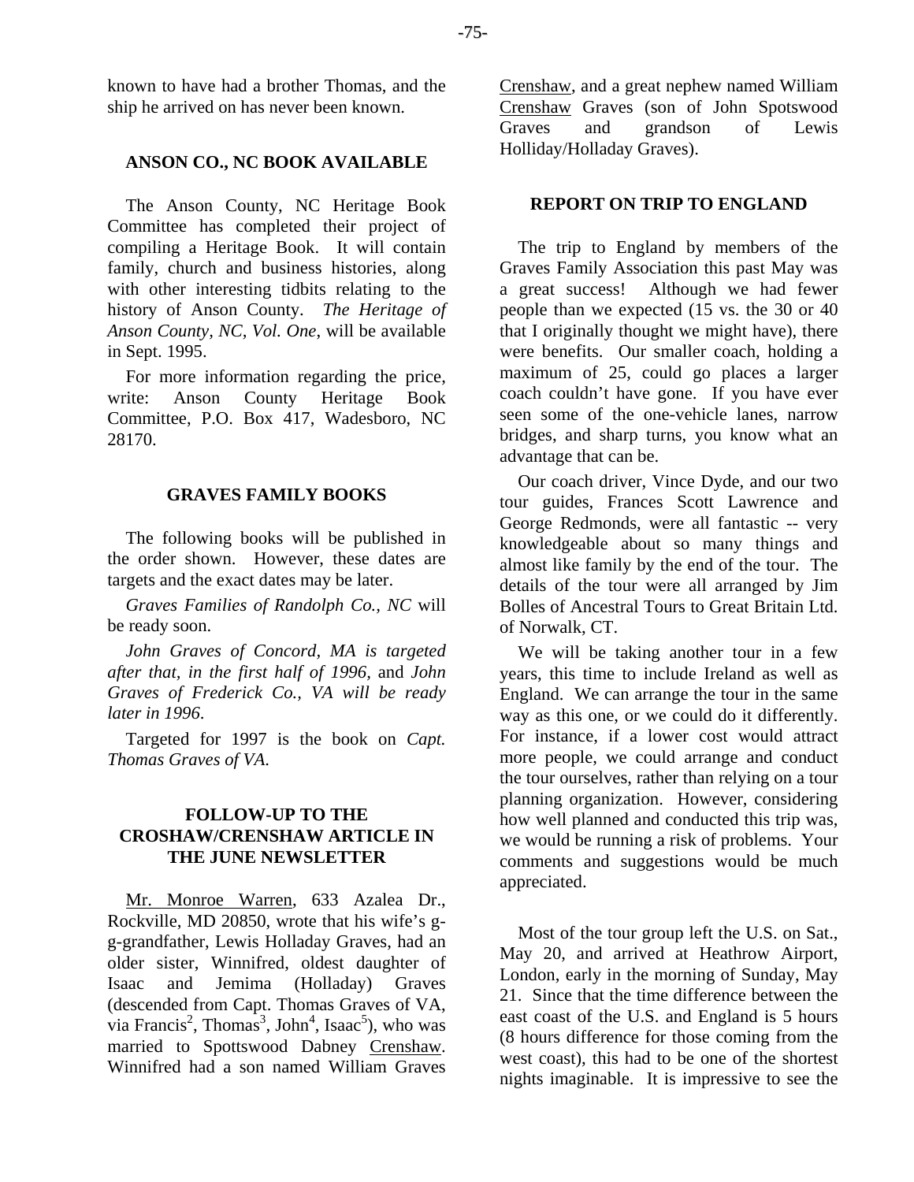known to have had a brother Thomas, and the ship he arrived on has never been known.

## ANSON CO., NC BOOK AVAILABLE

The Anson County, NC Heritage Book Committee has completed their project of compiling a Heritage Book. It will contain family, church and business histories, along with other interesting tidbits relating to the history of Anson County. *The Heritage of Anson County, NC, Vol. One*, will be available in Sept. 1995.

For more information regarding the price, write: Anson County Heritage Book Committee, P.O. Box 417, Wadesboro, NC 28170.

## GRAVES FAMILY BOOKS

The following books will be published in the order shown. However, these dates are targets and the exact dates may be later.

*Graves Families of Randolph Co., NC* will be ready soon.

*John Graves of Concord, MA is targeted after that, in the first half of 1996,* and *John Graves of Frederick Co., VA will be ready later in 1996.*

Targeted for 1997 is the book on *Capt. Thomas Graves of VA.*

## FOLLOW-UP TO THE CROSHAW/CRENSHAW ARTICLE IN THE JUNE NEWSLETTER

Mr. Monroe Warren, 633 Azalea Dr., Rockville, MD 20850, wrote that his wife's g-g-grandfather, Lewis Holladay Graves, had an older sister, Winnifred, oldest daughter of Isaac and Jemima (Holladay) Graves (descended from Capt. Thomas Graves of VA, via Francis[2], Thomas[3], John[4], Isaac[5]), who was married to Spottswood Dabney Crenshaw. Winnifred had a son named William Graves Crenshaw, and a great nephew named William Crenshaw Graves (son of John Spotswood Graves and grandson of Lewis Holliday/Holladay Graves).

## REPORT ON TRIP TO ENGLAND

The trip to England by members of the Graves Family Association this past May was a great success! Although we had fewer people than we expected (15 vs. the 30 or 40 that I originally thought we might have), there were benefits. Our smaller coach, holding a maximum of 25, could go places a larger coach couldn't have gone. If you have ever seen some of the one-vehicle lanes, narrow bridges, and sharp turns, you know what an advantage that can be.

Our coach driver, Vince Dyde, and our two tour guides, Frances Scott Lawrence and George Redmonds, were all fantastic -- very knowledgeable about so many things and almost like family by the end of the tour. The details of the tour were all arranged by Jim Bolles of Ancestral Tours to Great Britain Ltd. of Norwalk, CT.

We will be taking another tour in a few years, this time to include Ireland as well as England. We can arrange the tour in the same way as this one, or we could do it differently. For instance, if a lower cost would attract more people, we could arrange and conduct the tour ourselves, rather than relying on a tour planning organization. However, considering how well planned and conducted this trip was, we would be running a risk of problems. Your comments and suggestions would be much appreciated.

Most of the tour group left the U.S. on Sat., May 20, and arrived at Heathrow Airport, London, early in the morning of Sunday, May 21. Since that the time difference between the east coast of the U.S. and England is 5 hours (8 hours difference for those coming from the west coast), this had to be one of the shortest nights imaginable. It is impressive to see the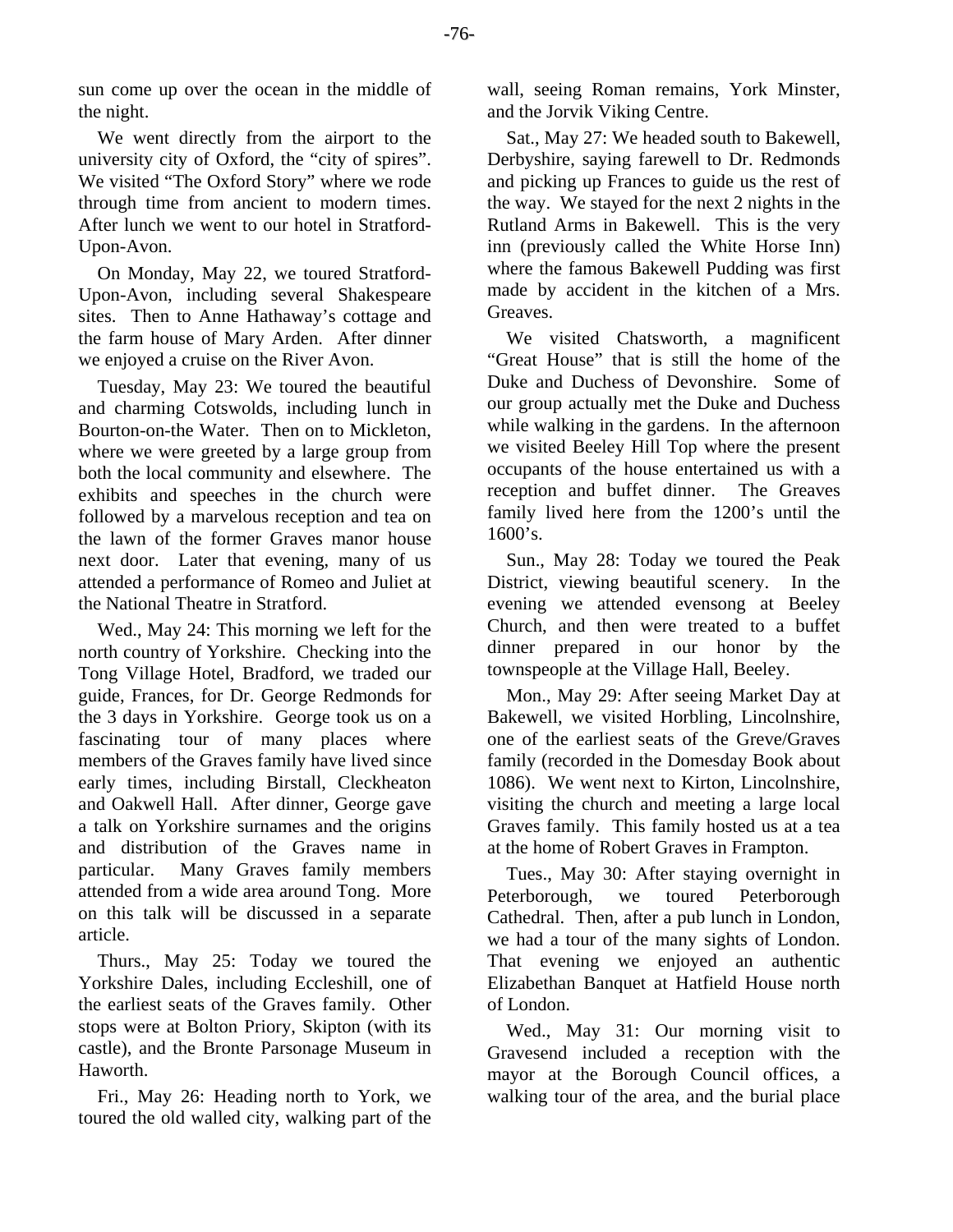sun come up over the ocean in the middle of the night.

We went directly from the airport to the university city of Oxford, the "city of spires". We visited "The Oxford Story" where we rode through time from ancient to modern times. After lunch we went to our hotel in Stratford-Upon-Avon.

On Monday, May 22, we toured Stratford-Upon-Avon, including several Shakespeare sites. Then to Anne Hathaway's cottage and the farm house of Mary Arden. After dinner we enjoyed a cruise on the River Avon.

Tuesday, May 23: We toured the beautiful and charming Cotswolds, including lunch in Bourton-on-the Water. Then on to Mickleton, where we were greeted by a large group from both the local community and elsewhere. The exhibits and speeches in the church were followed by a marvelous reception and tea on the lawn of the former Graves manor house next door. Later that evening, many of us attended a performance of Romeo and Juliet at the National Theatre in Stratford.

Wed., May 24: This morning we left for the north country of Yorkshire. Checking into the Tong Village Hotel, Bradford, we traded our guide, Frances, for Dr. George Redmonds for the 3 days in Yorkshire. George took us on a fascinating tour of many places where members of the Graves family have lived since early times, including Birstall, Cleckheaton and Oakwell Hall. After dinner, George gave a talk on Yorkshire surnames and the origins and distribution of the Graves name in particular. Many Graves family members attended from a wide area around Tong. More on this talk will be discussed in a separate article.

Thurs., May 25: Today we toured the Yorkshire Dales, including Eccleshill, one of the earliest seats of the Graves family. Other stops were at Bolton Priory, Skipton (with its castle), and the Bronte Parsonage Museum in Haworth.

Fri., May 26: Heading north to York, we toured the old walled city, walking part of the wall, seeing Roman remains, York Minster, and the Jorvik Viking Centre.

Sat., May 27: We headed south to Bakewell, Derbyshire, saying farewell to Dr. Redmonds and picking up Frances to guide us the rest of the way. We stayed for the next 2 nights in the Rutland Arms in Bakewell. This is the very inn (previously called the White Horse Inn) where the famous Bakewell Pudding was first made by accident in the kitchen of a Mrs. Greaves.

We visited Chatsworth, a magnificent "Great House" that is still the home of the Duke and Duchess of Devonshire. Some of our group actually met the Duke and Duchess while walking in the gardens. In the afternoon we visited Beeley Hill Top where the present occupants of the house entertained us with a reception and buffet dinner. The Greaves family lived here from the 1200's until the 1600's.

Sun., May 28: Today we toured the Peak District, viewing beautiful scenery. In the evening we attended evensong at Beeley Church, and then were treated to a buffet dinner prepared in our honor by the townspeople at the Village Hall, Beeley.

Mon., May 29: After seeing Market Day at Bakewell, we visited Horbling, Lincolnshire, one of the earliest seats of the Greve/Graves family (recorded in the Domesday Book about 1086). We went next to Kirton, Lincolnshire, visiting the church and meeting a large local Graves family. This family hosted us at a tea at the home of Robert Graves in Frampton.

Tues., May 30: After staying overnight in Peterborough, we toured Peterborough Cathedral. Then, after a pub lunch in London, we had a tour of the many sights of London. That evening we enjoyed an authentic Elizabethan Banquet at Hatfield House north of London.

Wed., May 31: Our morning visit to Gravesend included a reception with the mayor at the Borough Council offices, a walking tour of the area, and the burial place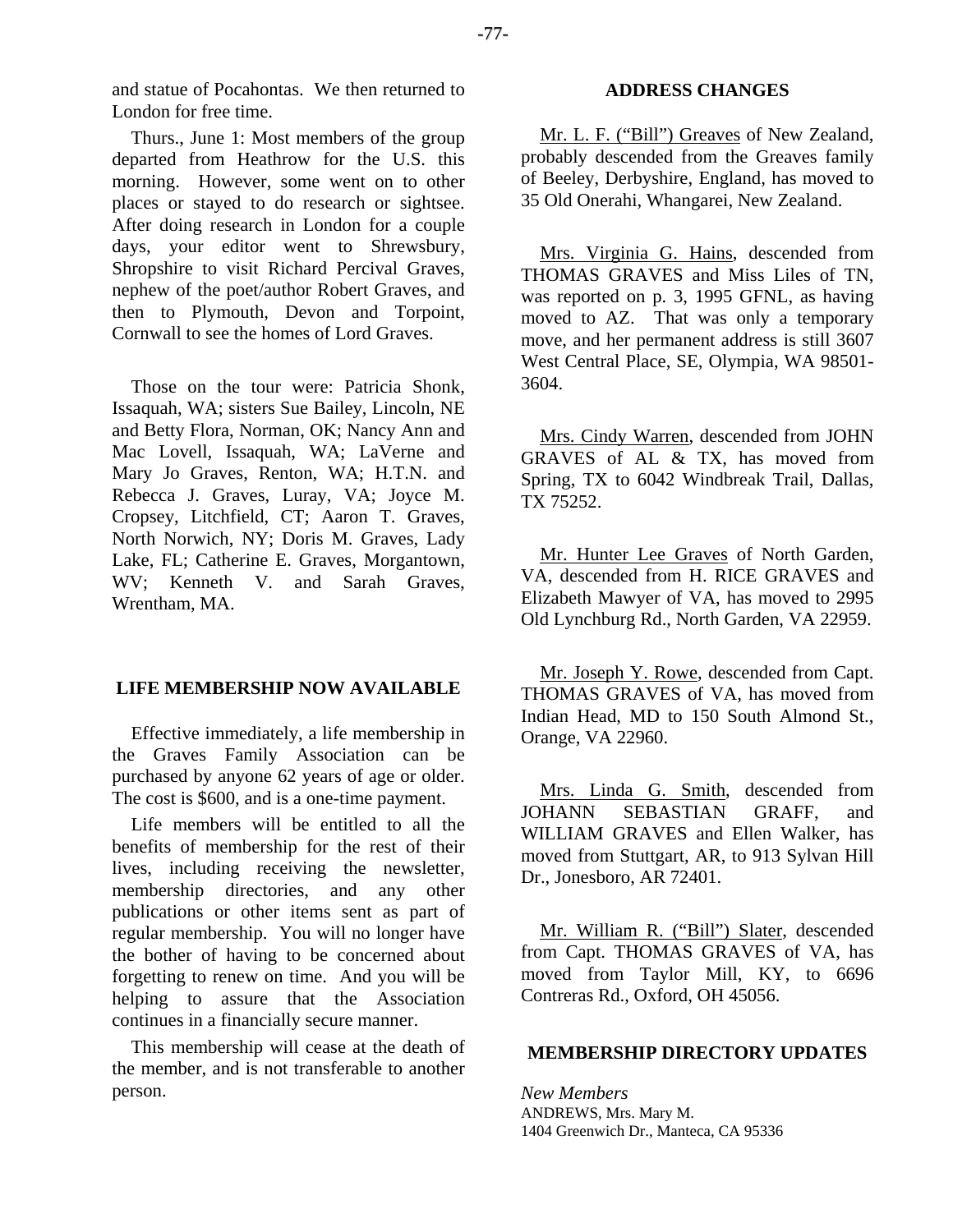and statue of Pocahontas. We then returned to London for free time.

Thurs., June 1: Most members of the group departed from Heathrow for the U.S. this morning. However, some went on to other places or stayed to do research or sightsee. After doing research in London for a couple days, your editor went to Shrewsbury, Shropshire to visit Richard Percival Graves, nephew of the poet/author Robert Graves, and then to Plymouth, Devon and Torpoint, Cornwall to see the homes of Lord Graves.

Those on the tour were: Patricia Shonk, Issaquah, WA; sisters Sue Bailey, Lincoln, NE and Betty Flora, Norman, OK; Nancy Ann and Mac Lovell, Issaquah, WA; LaVerne and Mary Jo Graves, Renton, WA; H.T.N. and Rebecca J. Graves, Luray, VA; Joyce M. Cropsey, Litchfield, CT; Aaron T. Graves, North Norwich, NY; Doris M. Graves, Lady Lake, FL; Catherine E. Graves, Morgantown, WV; Kenneth V. and Sarah Graves, Wrentham, MA.

## LIFE MEMBERSHIP NOW AVAILABLE

Effective immediately, a life membership in the Graves Family Association can be purchased by anyone 62 years of age or older. The cost is $600, and is a one-time payment.

Life members will be entitled to all the benefits of membership for the rest of their lives, including receiving the newsletter, membership directories, and any other publications or other items sent as part of regular membership. You will no longer have the bother of having to be concerned about forgetting to renew on time. And you will be helping to assure that the Association continues in a financially secure manner.

This membership will cease at the death of the member, and is not transferable to another person.

## ADDRESS CHANGES

Mr. L. F. ("Bill") Greaves of New Zealand, probably descended from the Greaves family of Beeley, Derbyshire, England, has moved to 35 Old Onerahi, Whangarei, New Zealand.

Mrs. Virginia G. Hains, descended from THOMAS GRAVES and Miss Liles of TN, was reported on p. 3, 1995 GFNL, as having moved to AZ. That was only a temporary move, and her permanent address is still 3607 West Central Place, SE, Olympia, WA 98501-3604.

Mrs. Cindy Warren, descended from JOHN GRAVES of AL & TX, has moved from Spring, TX to 6042 Windbreak Trail, Dallas, TX 75252.

Mr. Hunter Lee Graves of North Garden, VA, descended from H. RICE GRAVES and Elizabeth Mawyer of VA, has moved to 2995 Old Lynchburg Rd., North Garden, VA 22959.

Mr. Joseph Y. Rowe, descended from Capt. THOMAS GRAVES of VA, has moved from Indian Head, MD to 150 South Almond St., Orange, VA 22960.

Mrs. Linda G. Smith, descended from JOHANN SEBASTIAN GRAFF, and WILLIAM GRAVES and Ellen Walker, has moved from Stuttgart, AR, to 913 Sylvan Hill Dr., Jonesboro, AR 72401.

Mr. William R. ("Bill") Slater, descended from Capt. THOMAS GRAVES of VA, has moved from Taylor Mill, KY, to 6696 Contreras Rd., Oxford, OH 45056.

## MEMBERSHIP DIRECTORY UPDATES

*New Members*

ANDREWS, Mrs. Mary M.
1404 Greenwich Dr., Manteca, CA 95336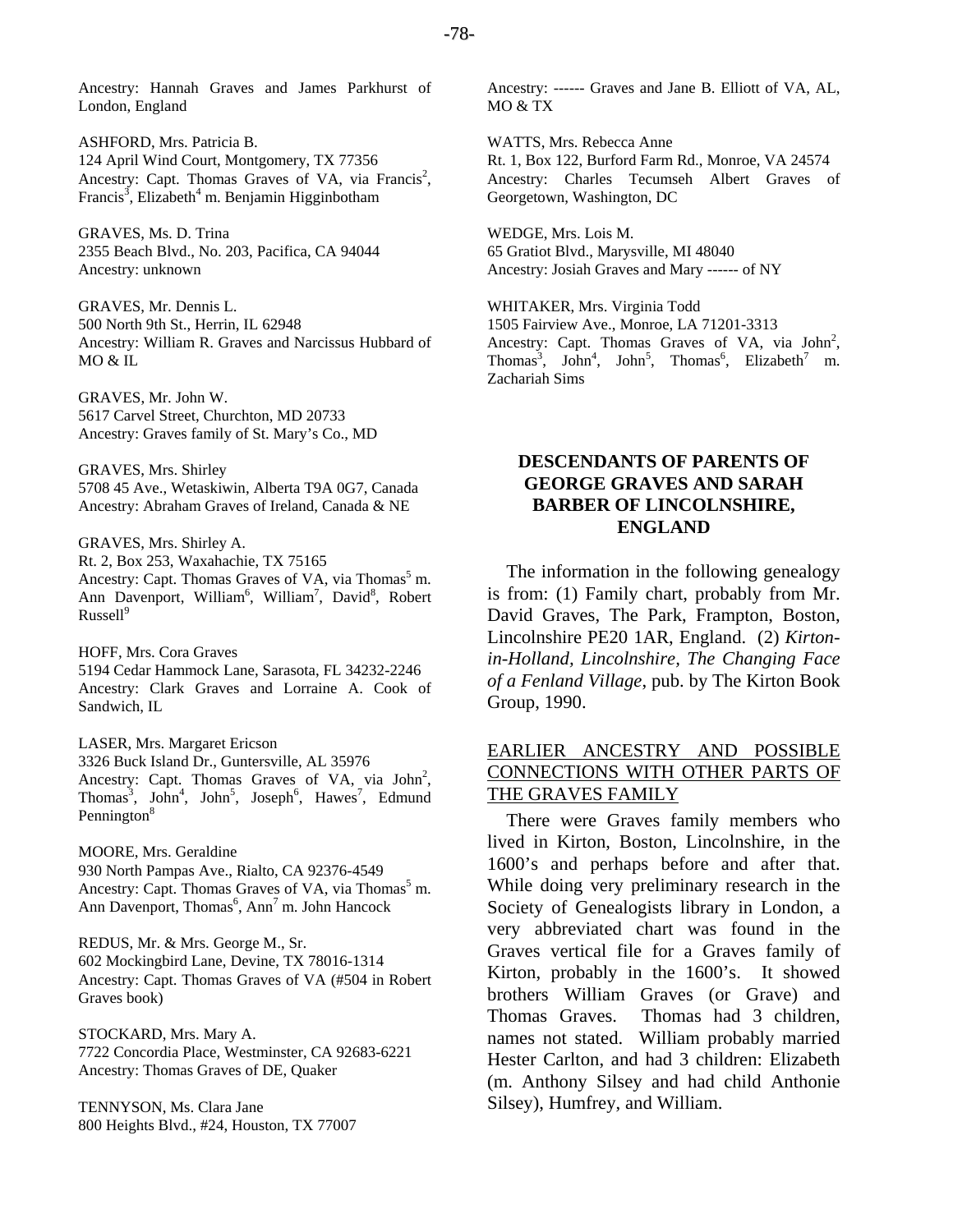Ancestry: Hannah Graves and James Parkhurst of London, England

ASHFORD, Mrs. Patricia B.
124 April Wind Court, Montgomery, TX 77356
Ancestry: Capt. Thomas Graves of VA, via Francis$^2$, Francis$^3$, Elizabeth$^4$ m. Benjamin Higginbotham

GRAVES, Ms. D. Trina
2355 Beach Blvd., No. 203, Pacifica, CA 94044
Ancestry: unknown

GRAVES, Mr. Dennis L.
500 North 9th St., Herrin, IL 62948
Ancestry: William R. Graves and Narcissus Hubbard of MO & IL

GRAVES, Mr. John W.
5617 Carvel Street, Churchton, MD 20733
Ancestry: Graves family of St. Mary's Co., MD

GRAVES, Mrs. Shirley
5708 45 Ave., Wetaskiwin, Alberta T9A 0G7, Canada
Ancestry: Abraham Graves of Ireland, Canada & NE

GRAVES, Mrs. Shirley A.
Rt. 2, Box 253, Waxahachie, TX 75165
Ancestry: Capt. Thomas Graves of VA, via Thomas$^5$ m. Ann Davenport, William$^6$, William$^7$, David$^8$, Robert Russell$^9$

HOFF, Mrs. Cora Graves
5194 Cedar Hammock Lane, Sarasota, FL 34232-2246
Ancestry: Clark Graves and Lorraine A. Cook of Sandwich, IL

LASER, Mrs. Margaret Ericson
3326 Buck Island Dr., Guntersville, AL 35976
Ancestry: Capt. Thomas Graves of VA, via John$^2$, Thomas$^3$, John$^4$, John$^5$, Joseph$^6$, Hawes$^7$, Edmund Pennington$^8$

MOORE, Mrs. Geraldine
930 North Pampas Ave., Rialto, CA 92376-4549
Ancestry: Capt. Thomas Graves of VA, via Thomas$^5$ m. Ann Davenport, Thomas$^6$, Ann$^7$ m. John Hancock

REDUS, Mr. & Mrs. George M., Sr.
602 Mockingbird Lane, Devine, TX 78016-1314
Ancestry: Capt. Thomas Graves of VA (#504 in Robert Graves book)

STOCKARD, Mrs. Mary A.
7722 Concordia Place, Westminster, CA 92683-6221
Ancestry: Thomas Graves of DE, Quaker

TENNYSON, Ms. Clara Jane
800 Heights Blvd., #24, Houston, TX 77007
Ancestry: ------ Graves and Jane B. Elliott of VA, AL, MO & TX

WATTS, Mrs. Rebecca Anne
Rt. 1, Box 122, Burford Farm Rd., Monroe, VA 24574
Ancestry: Charles Tecumseh Albert Graves of Georgetown, Washington, DC

WEDGE, Mrs. Lois M.
65 Gratiot Blvd., Marysville, MI 48040
Ancestry: Josiah Graves and Mary ------ of NY

WHITAKER, Mrs. Virginia Todd
1505 Fairview Ave., Monroe, LA 71201-3313
Ancestry: Capt. Thomas Graves of VA, via John$^2$, Thomas$^3$, John$^4$, John$^5$, Thomas$^6$, Elizabeth$^7$ m. Zachariah Sims

## DESCENDANTS OF PARENTS OF GEORGE GRAVES AND SARAH BARBER OF LINCOLNSHIRE, ENGLAND

The information in the following genealogy is from: (1) Family chart, probably from Mr. David Graves, The Park, Frampton, Boston, Lincolnshire PE20 1AR, England. (2) *Kirton-in-Holland, Lincolnshire, The Changing Face of a Fenland Village*, pub. by The Kirton Book Group, 1990.

### EARLIER ANCESTRY AND POSSIBLE CONNECTIONS WITH OTHER PARTS OF THE GRAVES FAMILY

There were Graves family members who lived in Kirton, Boston, Lincolnshire, in the 1600's and perhaps before and after that. While doing very preliminary research in the Society of Genealogists library in London, a very abbreviated chart was found in the Graves vertical file for a Graves family of Kirton, probably in the 1600's. It showed brothers William Graves (or Grave) and Thomas Graves. Thomas had 3 children, names not stated. William probably married Hester Carlton, and had 3 children: Elizabeth (m. Anthony Silsey and had child Anthonie Silsey), Humfrey, and William.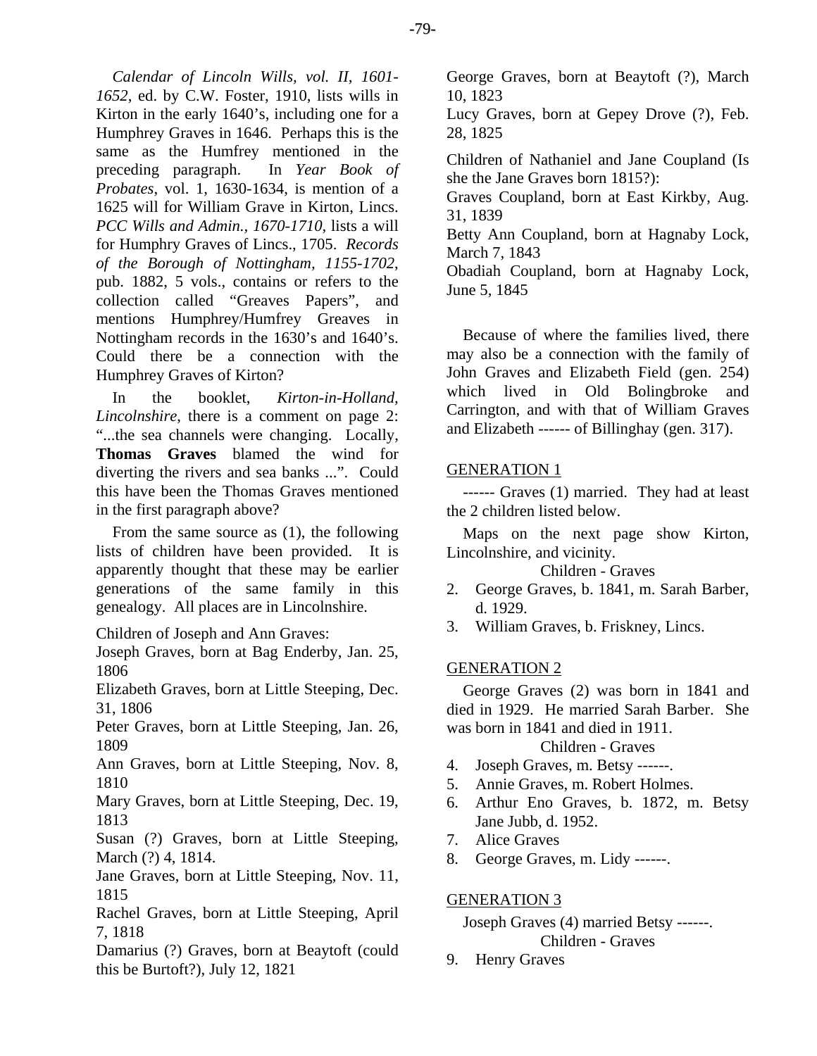*Calendar of Lincoln Wills, vol. II, 1601-1652*, ed. by C.W. Foster, 1910, lists wills in Kirton in the early 1640's, including one for a Humphrey Graves in 1646. Perhaps this is the same as the Humfrey mentioned in the preceding paragraph. In *Year Book of Probates*, vol. 1, 1630-1634, is mention of a 1625 will for William Grave in Kirton, Lincs. *PCC Wills and Admin., 1670-1710*, lists a will for Humphry Graves of Lincs., 1705. *Records of the Borough of Nottingham, 1155-1702*, pub. 1882, 5 vols., contains or refers to the collection called "Greaves Papers", and mentions Humphrey/Humfrey Greaves in Nottingham records in the 1630's and 1640's. Could there be a connection with the Humphrey Graves of Kirton?

In the booklet, *Kirton-in-Holland, Lincolnshire*, there is a comment on page 2: "...the sea channels were changing. Locally, **Thomas Graves** blamed the wind for diverting the rivers and sea banks ...". Could this have been the Thomas Graves mentioned in the first paragraph above?

From the same source as (1), the following lists of children have been provided. It is apparently thought that these may be earlier generations of the same family in this genealogy. All places are in Lincolnshire.

Children of Joseph and Ann Graves:
Joseph Graves, born at Bag Enderby, Jan. 25, 1806
Elizabeth Graves, born at Little Steeping, Dec. 31, 1806
Peter Graves, born at Little Steeping, Jan. 26, 1809
Ann Graves, born at Little Steeping, Nov. 8, 1810
Mary Graves, born at Little Steeping, Dec. 19, 1813
Susan (?) Graves, born at Little Steeping, March (?) 4, 1814.
Jane Graves, born at Little Steeping, Nov. 11, 1815
Rachel Graves, born at Little Steeping, April 7, 1818
Damarius (?) Graves, born at Beaytoft (could this be Burtoft?), July 12, 1821
George Graves, born at Beaytoft (?), March 10, 1823
Lucy Graves, born at Gepey Drove (?), Feb. 28, 1825

Children of Nathaniel and Jane Coupland (Is she the Jane Graves born 1815?):
Graves Coupland, born at East Kirkby, Aug. 31, 1839
Betty Ann Coupland, born at Hagnaby Lock, March 7, 1843
Obadiah Coupland, born at Hagnaby Lock, June 5, 1845

Because of where the families lived, there may also be a connection with the family of John Graves and Elizabeth Field (gen. 254) which lived in Old Bolingbroke and Carrington, and with that of William Graves and Elizabeth ------ of Billinghay (gen. 317).

## GENERATION 1

------ Graves (1) married. They had at least the 2 children listed below.

Maps on the next page show Kirton, Lincolnshire, and vicinity.

Children - Graves

2. George Graves, b. 1841, m. Sarah Barber, d. 1929.
3. William Graves, b. Friskney, Lincs.

## GENERATION 2

George Graves (2) was born in 1841 and died in 1929. He married Sarah Barber. She was born in 1841 and died in 1911.

Children - Graves

4. Joseph Graves, m. Betsy ------.
5. Annie Graves, m. Robert Holmes.
6. Arthur Eno Graves, b. 1872, m. Betsy Jane Jubb, d. 1952.
7. Alice Graves
8. George Graves, m. Lidy ------.

## GENERATION 3

Joseph Graves (4) married Betsy ------.

Children - Graves

9. Henry Graves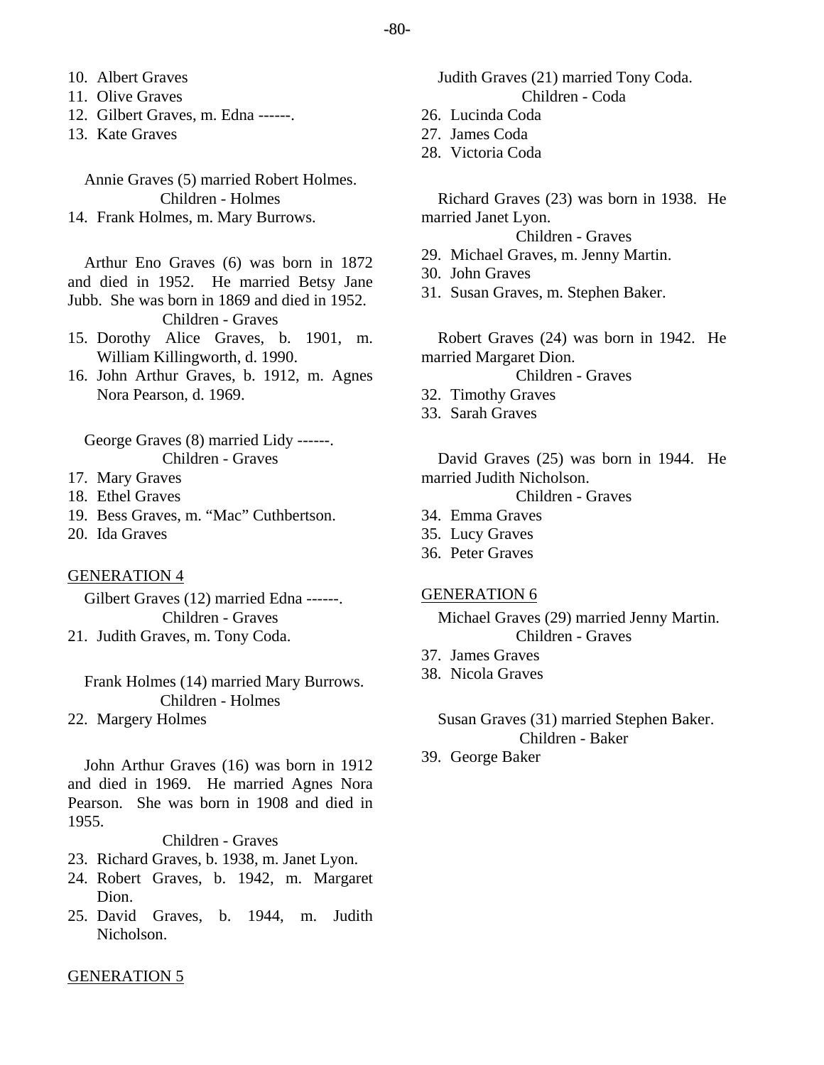10. Albert Graves
11. Olive Graves
12. Gilbert Graves, m. Edna ------.
13. Kate Graves

Annie Graves (5) married Robert Holmes.

Children - Holmes

14. Frank Holmes, m. Mary Burrows.

Arthur Eno Graves (6) was born in 1872 and died in 1952. He married Betsy Jane Jubb. She was born in 1869 and died in 1952.

Children - Graves

15. Dorothy Alice Graves, b. 1901, m. William Killingworth, d. 1990.
16. John Arthur Graves, b. 1912, m. Agnes Nora Pearson, d. 1969.

George Graves (8) married Lidy ------.

Children - Graves

17. Mary Graves
18. Ethel Graves
19. Bess Graves, m. "Mac" Cuthbertson.
20. Ida Graves

## GENERATION 4

Gilbert Graves (12) married Edna ------.

Children - Graves

21. Judith Graves, m. Tony Coda.

Frank Holmes (14) married Mary Burrows.

Children - Holmes

22. Margery Holmes

John Arthur Graves (16) was born in 1912 and died in 1969. He married Agnes Nora Pearson. She was born in 1908 and died in 1955.

Children - Graves

23. Richard Graves, b. 1938, m. Janet Lyon.
24. Robert Graves, b. 1942, m. Margaret Dion.
25. David Graves, b. 1944, m. Judith Nicholson.

## GENERATION 5

Judith Graves (21) married Tony Coda.

Children - Coda

26. Lucinda Coda
27. James Coda
28. Victoria Coda

Richard Graves (23) was born in 1938. He married Janet Lyon.

Children - Graves

29. Michael Graves, m. Jenny Martin.
30. John Graves
31. Susan Graves, m. Stephen Baker.

Robert Graves (24) was born in 1942. He married Margaret Dion.

Children - Graves

32. Timothy Graves
33. Sarah Graves

David Graves (25) was born in 1944. He married Judith Nicholson.

Children - Graves

34. Emma Graves
35. Lucy Graves
36. Peter Graves

## GENERATION 6

Michael Graves (29) married Jenny Martin.

Children - Graves

37. James Graves
38. Nicola Graves

Susan Graves (31) married Stephen Baker.

Children - Baker

39. George Baker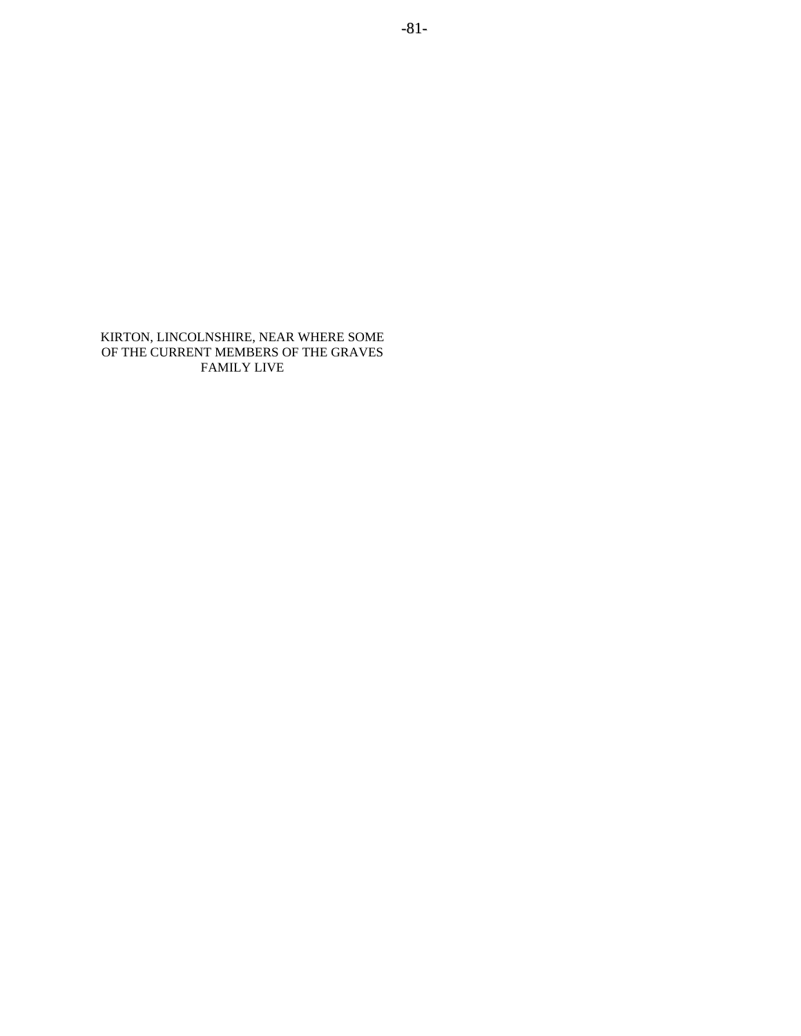KIRTON, LINCOLNSHIRE, NEAR WHERE SOME OF THE CURRENT MEMBERS OF THE GRAVES FAMILY LIVE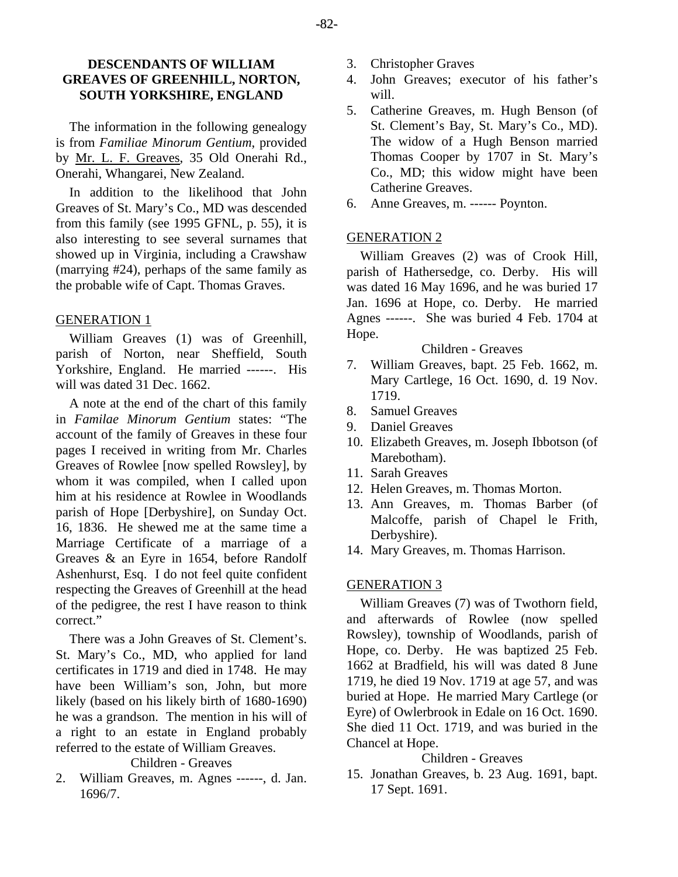## DESCENDANTS OF WILLIAM GREAVES OF GREENHILL, NORTON, SOUTH YORKSHIRE, ENGLAND

The information in the following genealogy is from *Familiae Minorum Gentium*, provided by Mr. L. F. Greaves, 35 Old Onerahi Rd., Onerahi, Whangarei, New Zealand.

In addition to the likelihood that John Greaves of St. Mary's Co., MD was descended from this family (see 1995 GFNL, p. 55), it is also interesting to see several surnames that showed up in Virginia, including a Crawshaw (marrying #24), perhaps of the same family as the probable wife of Capt. Thomas Graves.

### GENERATION 1

William Greaves (1) was of Greenhill, parish of Norton, near Sheffield, South Yorkshire, England. He married ------. His will was dated 31 Dec. 1662.

A note at the end of the chart of this family in *Familae Minorum Gentium* states: "The account of the family of Greaves in these four pages I received in writing from Mr. Charles Greaves of Rowlee [now spelled Rowsley], by whom it was compiled, when I called upon him at his residence at Rowlee in Woodlands parish of Hope [Derbyshire], on Sunday Oct. 16, 1836. He shewed me at the same time a Marriage Certificate of a marriage of a Greaves & an Eyre in 1654, before Randolf Ashenhurst, Esq. I do not feel quite confident respecting the Greaves of Greenhill at the head of the pedigree, the rest I have reason to think correct."

There was a John Greaves of St. Clement's. St. Mary's Co., MD, who applied for land certificates in 1719 and died in 1748. He may have been William's son, John, but more likely (based on his likely birth of 1680-1690) he was a grandson. The mention in his will of a right to an estate in England probably referred to the estate of William Greaves.

Children - Greaves

2. William Greaves, m. Agnes ------, d. Jan. 1696/7.
3. Christopher Graves
4. John Greaves; executor of his father's will.
5. Catherine Greaves, m. Hugh Benson (of St. Clement's Bay, St. Mary's Co., MD). The widow of a Hugh Benson married Thomas Cooper by 1707 in St. Mary's Co., MD; this widow might have been Catherine Greaves.
6. Anne Greaves, m. ------ Poynton.

### GENERATION 2

William Greaves (2) was of Crook Hill, parish of Hathersedge, co. Derby. His will was dated 16 May 1696, and he was buried 17 Jan. 1696 at Hope, co. Derby. He married Agnes ------. She was buried 4 Feb. 1704 at Hope.

Children - Greaves

7. William Greaves, bapt. 25 Feb. 1662, m. Mary Cartlege, 16 Oct. 1690, d. 19 Nov. 1719.
8. Samuel Greaves
9. Daniel Greaves
10. Elizabeth Greaves, m. Joseph Ibbotson (of Marebotham).
11. Sarah Greaves
12. Helen Greaves, m. Thomas Morton.
13. Ann Greaves, m. Thomas Barber (of Malcoffe, parish of Chapel le Frith, Derbyshire).
14. Mary Greaves, m. Thomas Harrison.

### GENERATION 3

William Greaves (7) was of Twothorn field, and afterwards of Rowlee (now spelled Rowsley), township of Woodlands, parish of Hope, co. Derby. He was baptized 25 Feb. 1662 at Bradfield, his will was dated 8 June 1719, he died 19 Nov. 1719 at age 57, and was buried at Hope. He married Mary Cartlege (or Eyre) of Owlerbrook in Edale on 16 Oct. 1690. She died 11 Oct. 1719, and was buried in the Chancel at Hope.

Children - Greaves

15. Jonathan Greaves, b. 23 Aug. 1691, bapt. 17 Sept. 1691.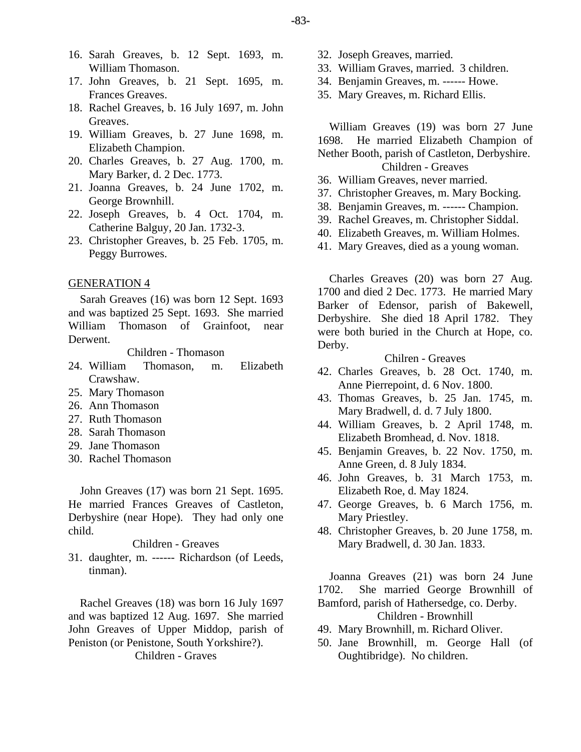16. Sarah Greaves, b. 12 Sept. 1693, m. William Thomason.
17. John Greaves, b. 21 Sept. 1695, m. Frances Greaves.
18. Rachel Greaves, b. 16 July 1697, m. John Greaves.
19. William Greaves, b. 27 June 1698, m. Elizabeth Champion.
20. Charles Greaves, b. 27 Aug. 1700, m. Mary Barker, d. 2 Dec. 1773.
21. Joanna Greaves, b. 24 June 1702, m. George Brownhill.
22. Joseph Greaves, b. 4 Oct. 1704, m. Catherine Balguy, 20 Jan. 1732-3.
23. Christopher Greaves, b. 25 Feb. 1705, m. Peggy Burrowes.

GENERATION 4

Sarah Greaves (16) was born 12 Sept. 1693 and was baptized 25 Sept. 1693. She married William Thomason of Grainfoot, near Derwent.

Children - Thomason

24. William Thomason, m. Elizabeth Crawshaw.
25. Mary Thomason
26. Ann Thomason
27. Ruth Thomason
28. Sarah Thomason
29. Jane Thomason
30. Rachel Thomason

John Greaves (17) was born 21 Sept. 1695. He married Frances Greaves of Castleton, Derbyshire (near Hope). They had only one child.

Children - Greaves

31. daughter, m. ------ Richardson (of Leeds, tinman).

Rachel Greaves (18) was born 16 July 1697 and was baptized 12 Aug. 1697. She married John Greaves of Upper Middop, parish of Peniston (or Penistone, South Yorkshire?).

Children - Graves

32. Joseph Greaves, married.
33. William Graves, married. 3 children.
34. Benjamin Greaves, m. ------ Howe.
35. Mary Greaves, m. Richard Ellis.

William Greaves (19) was born 27 June 1698. He married Elizabeth Champion of Nether Booth, parish of Castleton, Derbyshire.

Children - Greaves

36. William Greaves, never married.
37. Christopher Greaves, m. Mary Bocking.
38. Benjamin Greaves, m. ------ Champion.
39. Rachel Greaves, m. Christopher Siddal.
40. Elizabeth Greaves, m. William Holmes.
41. Mary Greaves, died as a young woman.

Charles Greaves (20) was born 27 Aug. 1700 and died 2 Dec. 1773. He married Mary Barker of Edensor, parish of Bakewell, Derbyshire. She died 18 April 1782. They were both buried in the Church at Hope, co. Derby.

Chilren - Greaves

42. Charles Greaves, b. 28 Oct. 1740, m. Anne Pierrepoint, d. 6 Nov. 1800.
43. Thomas Greaves, b. 25 Jan. 1745, m. Mary Bradwell, d. d. 7 July 1800.
44. William Greaves, b. 2 April 1748, m. Elizabeth Bromhead, d. Nov. 1818.
45. Benjamin Greaves, b. 22 Nov. 1750, m. Anne Green, d. 8 July 1834.
46. John Greaves, b. 31 March 1753, m. Elizabeth Roe, d. May 1824.
47. George Greaves, b. 6 March 1756, m. Mary Priestley.
48. Christopher Greaves, b. 20 June 1758, m. Mary Bradwell, d. 30 Jan. 1833.

Joanna Greaves (21) was born 24 June 1702. She married George Brownhill of Bamford, parish of Hathersedge, co. Derby.

Children - Brownhill

49. Mary Brownhill, m. Richard Oliver.
50. Jane Brownhill, m. George Hall (of Oughtibridge). No children.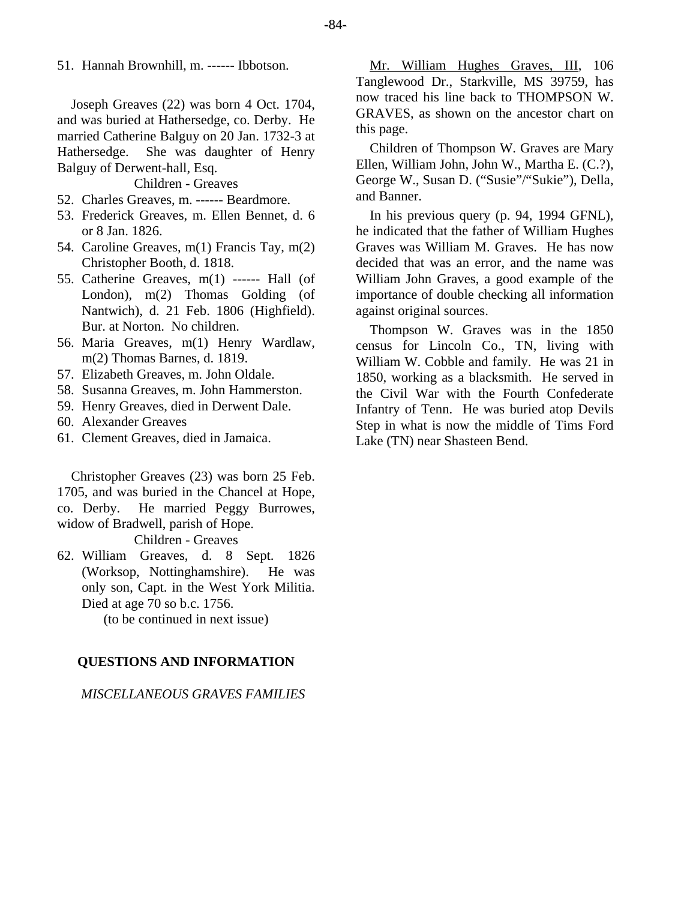51. Hannah Brownhill, m. ------ Ibbotson.

Joseph Greaves (22) was born 4 Oct. 1704, and was buried at Hathersedge, co. Derby. He married Catherine Balguy on 20 Jan. 1732-3 at Hathersedge. She was daughter of Henry Balguy of Derwent-hall, Esq.

Children - Greaves

52. Charles Greaves, m. ------ Beardmore.
53. Frederick Greaves, m. Ellen Bennet, d. 6 or 8 Jan. 1826.
54. Caroline Greaves, m(1) Francis Tay, m(2) Christopher Booth, d. 1818.
55. Catherine Greaves, m(1) ------ Hall (of London), m(2) Thomas Golding (of Nantwich), d. 21 Feb. 1806 (Highfield). Bur. at Norton. No children.
56. Maria Greaves, m(1) Henry Wardlaw, m(2) Thomas Barnes, d. 1819.
57. Elizabeth Greaves, m. John Oldale.
58. Susanna Greaves, m. John Hammerston.
59. Henry Greaves, died in Derwent Dale.
60. Alexander Greaves
61. Clement Greaves, died in Jamaica.

Christopher Greaves (23) was born 25 Feb. 1705, and was buried in the Chancel at Hope, co. Derby. He married Peggy Burrowes, widow of Bradwell, parish of Hope.

Children - Greaves

62. William Greaves, d. 8 Sept. 1826 (Worksop, Nottinghamshire). He was only son, Capt. in the West York Militia. Died at age 70 so b.c. 1756.

(to be continued in next issue)

## QUESTIONS AND INFORMATION

*MISCELLANEOUS GRAVES FAMILIES*

Mr. William Hughes Graves, III, 106 Tanglewood Dr., Starkville, MS 39759, has now traced his line back to THOMPSON W. GRAVES, as shown on the ancestor chart on this page.

Children of Thompson W. Graves are Mary Ellen, William John, John W., Martha E. (C.?), George W., Susan D. ("Susie"/"Sukie"), Della, and Banner.

In his previous query (p. 94, 1994 GFNL), he indicated that the father of William Hughes Graves was William M. Graves. He has now decided that was an error, and the name was William John Graves, a good example of the importance of double checking all information against original sources.

Thompson W. Graves was in the 1850 census for Lincoln Co., TN, living with William W. Cobble and family. He was 21 in 1850, working as a blacksmith. He served in the Civil War with the Fourth Confederate Infantry of Tenn. He was buried atop Devils Step in what is now the middle of Tims Ford Lake (TN) near Shasteen Bend.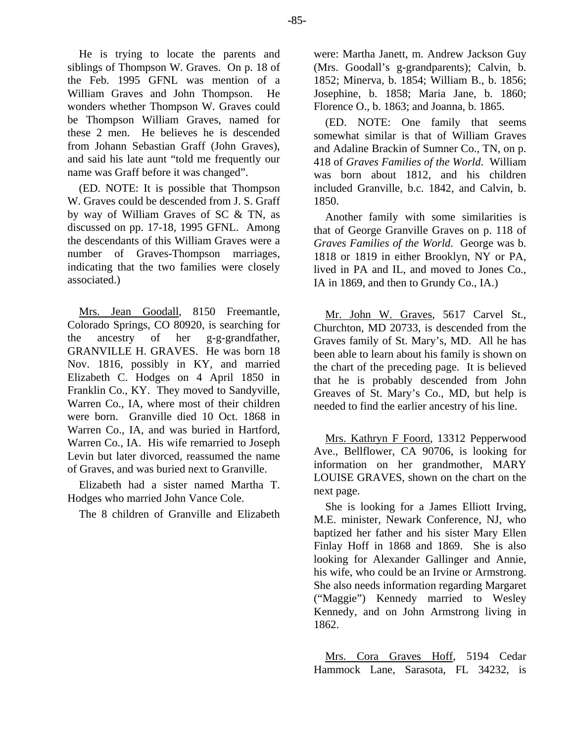He is trying to locate the parents and siblings of Thompson W. Graves. On p. 18 of the Feb. 1995 GFNL was mention of a William Graves and John Thompson. He wonders whether Thompson W. Graves could be Thompson William Graves, named for these 2 men. He believes he is descended from Johann Sebastian Graff (John Graves), and said his late aunt "told me frequently our name was Graff before it was changed".

(ED. NOTE: It is possible that Thompson W. Graves could be descended from J. S. Graff by way of William Graves of SC & TN, as discussed on pp. 17-18, 1995 GFNL. Among the descendants of this William Graves were a number of Graves-Thompson marriages, indicating that the two families were closely associated.)

Mrs. Jean Goodall, 8150 Freemantle, Colorado Springs, CO 80920, is searching for the ancestry of her g-g-grandfather, GRANVILLE H. GRAVES. He was born 18 Nov. 1816, possibly in KY, and married Elizabeth C. Hodges on 4 April 1850 in Franklin Co., KY. They moved to Sandyville, Warren Co., IA, where most of their children were born. Granville died 10 Oct. 1868 in Warren Co., IA, and was buried in Hartford, Warren Co., IA. His wife remarried to Joseph Levin but later divorced, reassumed the name of Graves, and was buried next to Granville.

Elizabeth had a sister named Martha T. Hodges who married John Vance Cole.

The 8 children of Granville and Elizabeth were: Martha Janett, m. Andrew Jackson Guy (Mrs. Goodall's g-grandparents); Calvin, b. 1852; Minerva, b. 1854; William B., b. 1856; Josephine, b. 1858; Maria Jane, b. 1860; Florence O., b. 1863; and Joanna, b. 1865.

(ED. NOTE: One family that seems somewhat similar is that of William Graves and Adaline Brackin of Sumner Co., TN, on p. 418 of *Graves Families of the World*. William was born about 1812, and his children included Granville, b.c. 1842, and Calvin, b. 1850.

Another family with some similarities is that of George Granville Graves on p. 118 of *Graves Families of the World*. George was b. 1818 or 1819 in either Brooklyn, NY or PA, lived in PA and IL, and moved to Jones Co., IA in 1869, and then to Grundy Co., IA.)

Mr. John W. Graves, 5617 Carvel St., Churchton, MD 20733, is descended from the Graves family of St. Mary's, MD. All he has been able to learn about his family is shown on the chart of the preceding page. It is believed that he is probably descended from John Greaves of St. Mary's Co., MD, but help is needed to find the earlier ancestry of his line.

Mrs. Kathryn F Foord, 13312 Pepperwood Ave., Bellflower, CA 90706, is looking for information on her grandmother, MARY LOUISE GRAVES, shown on the chart on the next page.

She is looking for a James Elliott Irving, M.E. minister, Newark Conference, NJ, who baptized her father and his sister Mary Ellen Finlay Hoff in 1868 and 1869. She is also looking for Alexander Gallinger and Annie, his wife, who could be an Irvine or Armstrong. She also needs information regarding Margaret ("Maggie") Kennedy married to Wesley Kennedy, and on John Armstrong living in 1862.

Mrs. Cora Graves Hoff, 5194 Cedar Hammock Lane, Sarasota, FL 34232, is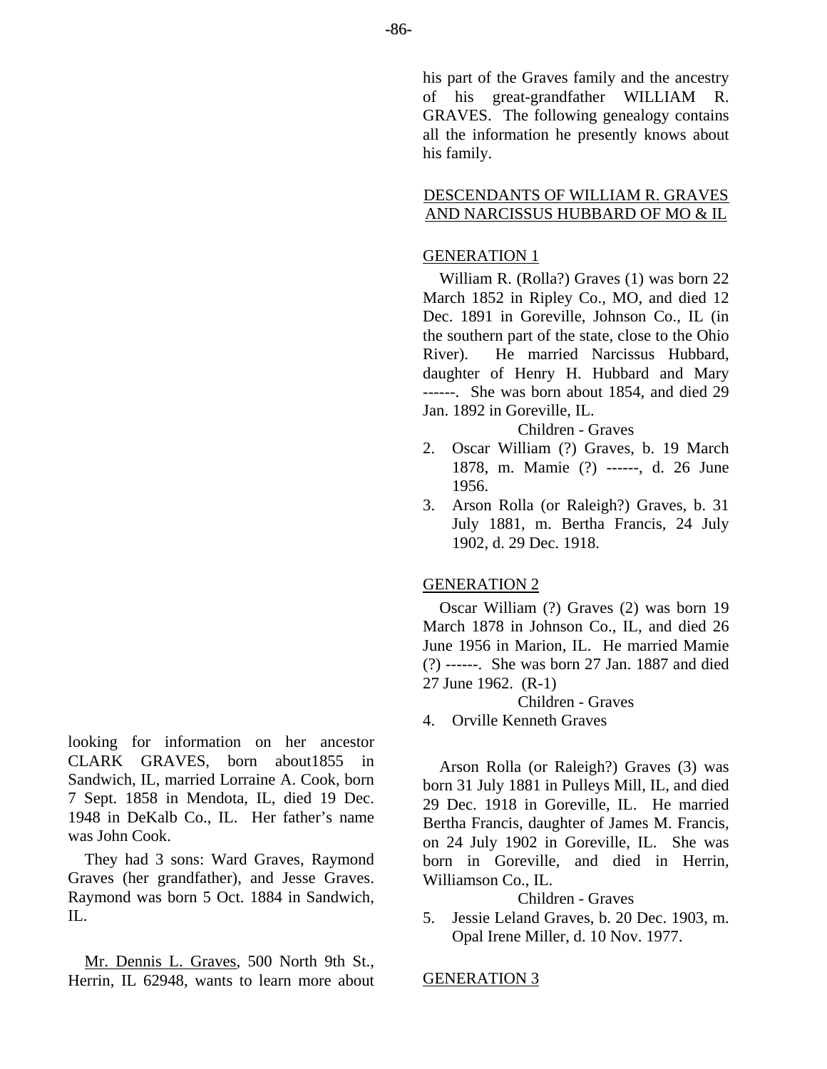looking for information on her ancestor CLARK GRAVES, born about1855 in Sandwich, IL, married Lorraine A. Cook, born 7 Sept. 1858 in Mendota, IL, died 19 Dec. 1948 in DeKalb Co., IL. Her father's name was John Cook.

They had 3 sons: Ward Graves, Raymond Graves (her grandfather), and Jesse Graves. Raymond was born 5 Oct. 1884 in Sandwich, IL.

Mr. Dennis L. Graves, 500 North 9th St., Herrin, IL 62948, wants to learn more about his part of the Graves family and the ancestry of his great-grandfather WILLIAM R. GRAVES. The following genealogy contains all the information he presently knows about his family.

DESCENDANTS OF WILLIAM R. GRAVES AND NARCISSUS HUBBARD OF MO & IL

GENERATION 1

William R. (Rolla?) Graves (1) was born 22 March 1852 in Ripley Co., MO, and died 12 Dec. 1891 in Goreville, Johnson Co., IL (in the southern part of the state, close to the Ohio River). He married Narcissus Hubbard, daughter of Henry H. Hubbard and Mary ------. She was born about 1854, and died 29 Jan. 1892 in Goreville, IL.

Children - Graves

2. Oscar William (?) Graves, b. 19 March 1878, m. Mamie (?) ------, d. 26 June 1956.
3. Arson Rolla (or Raleigh?) Graves, b. 31 July 1881, m. Bertha Francis, 24 July 1902, d. 29 Dec. 1918.

GENERATION 2

Oscar William (?) Graves (2) was born 19 March 1878 in Johnson Co., IL, and died 26 June 1956 in Marion, IL. He married Mamie (?) ------. She was born 27 Jan. 1887 and died 27 June 1962. (R-1)

Children - Graves

4. Orville Kenneth Graves

Arson Rolla (or Raleigh?) Graves (3) was born 31 July 1881 in Pulleys Mill, IL, and died 29 Dec. 1918 in Goreville, IL. He married Bertha Francis, daughter of James M. Francis, on 24 July 1902 in Goreville, IL. She was born in Goreville, and died in Herrin, Williamson Co., IL.

Children - Graves

5. Jessie Leland Graves, b. 20 Dec. 1903, m. Opal Irene Miller, d. 10 Nov. 1977.

GENERATION 3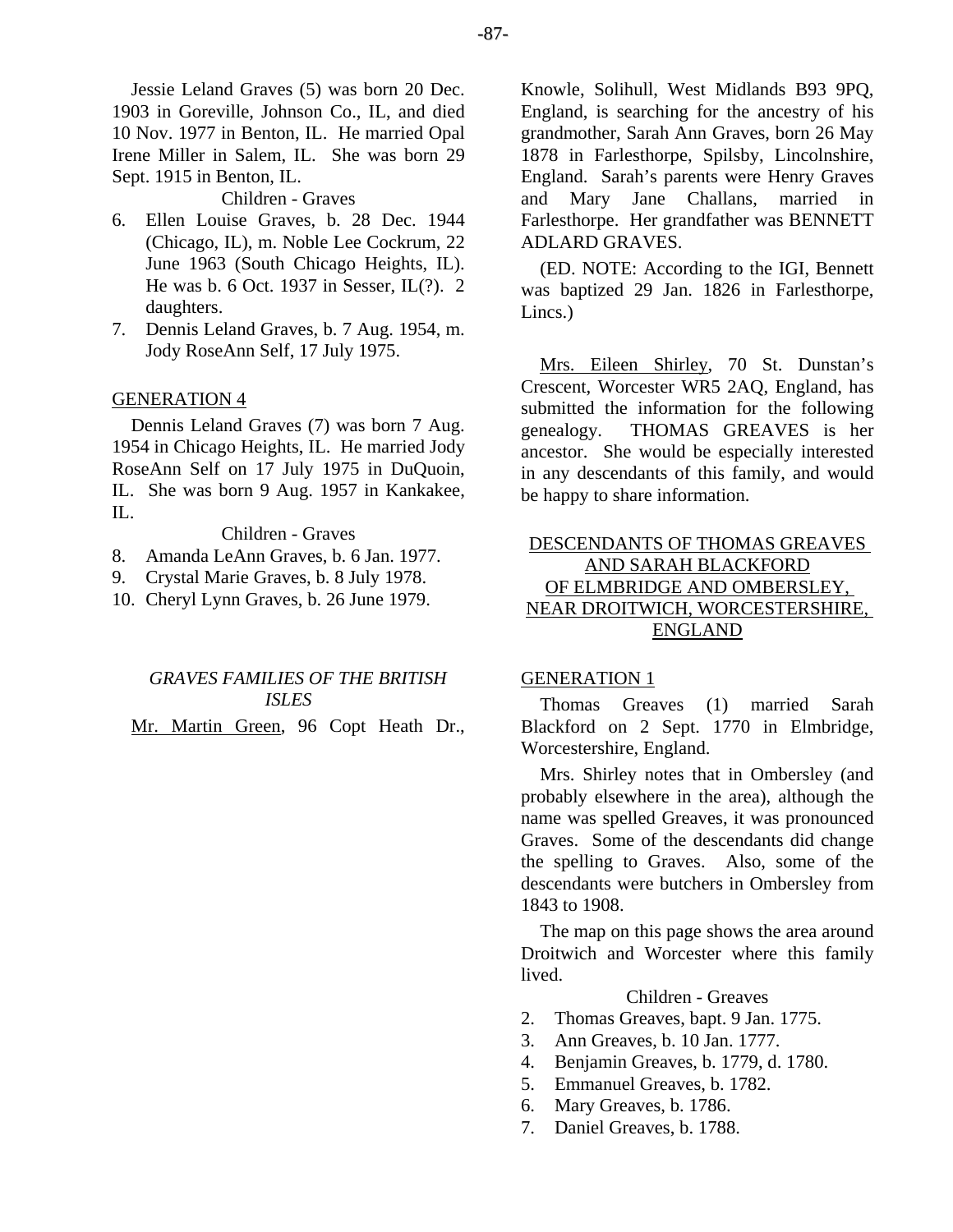Jessie Leland Graves (5) was born 20 Dec. 1903 in Goreville, Johnson Co., IL, and died 10 Nov. 1977 in Benton, IL. He married Opal Irene Miller in Salem, IL. She was born 29 Sept. 1915 in Benton, IL.

Children - Graves

6. Ellen Louise Graves, b. 28 Dec. 1944 (Chicago, IL), m. Noble Lee Cockrum, 22 June 1963 (South Chicago Heights, IL). He was b. 6 Oct. 1937 in Sesser, IL(?). 2 daughters.
7. Dennis Leland Graves, b. 7 Aug. 1954, m. Jody RoseAnn Self, 17 July 1975.

## GENERATION 4

Dennis Leland Graves (7) was born 7 Aug. 1954 in Chicago Heights, IL. He married Jody RoseAnn Self on 17 July 1975 in DuQuoin, IL. She was born 9 Aug. 1957 in Kankakee, IL.

Children - Graves

8. Amanda LeAnn Graves, b. 6 Jan. 1977.
9. Crystal Marie Graves, b. 8 July 1978.
10. Cheryl Lynn Graves, b. 26 June 1979.

## *GRAVES FAMILIES OF THE BRITISH ISLES*

Mr. Martin Green, 96 Copt Heath Dr., Knowle, Solihull, West Midlands B93 9PQ, England, is searching for the ancestry of his grandmother, Sarah Ann Graves, born 26 May 1878 in Farlesthorpe, Spilsby, Lincolnshire, England. Sarah's parents were Henry Graves and Mary Jane Challans, married in Farlesthorpe. Her grandfather was BENNETT ADLARD GRAVES.

(ED. NOTE: According to the IGI, Bennett was baptized 29 Jan. 1826 in Farlesthorpe, Lincs.)

Mrs. Eileen Shirley, 70 St. Dunstan's Crescent, Worcester WR5 2AQ, England, has submitted the information for the following genealogy. THOMAS GREAVES is her ancestor. She would be especially interested in any descendants of this family, and would be happy to share information.

## DESCENDANTS OF THOMAS GREAVES AND SARAH BLACKFORD OF ELMBRIDGE AND OMBERSLEY, NEAR DROITWICH, WORCESTERSHIRE, ENGLAND

## GENERATION 1

Thomas Greaves (1) married Sarah Blackford on 2 Sept. 1770 in Elmbridge, Worcestershire, England.

Mrs. Shirley notes that in Ombersley (and probably elsewhere in the area), although the name was spelled Greaves, it was pronounced Graves. Some of the descendants did change the spelling to Graves. Also, some of the descendants were butchers in Ombersley from 1843 to 1908.

The map on this page shows the area around Droitwich and Worcester where this family lived.

Children - Greaves

2. Thomas Greaves, bapt. 9 Jan. 1775.
3. Ann Greaves, b. 10 Jan. 1777.
4. Benjamin Greaves, b. 1779, d. 1780.
5. Emmanuel Greaves, b. 1782.
6. Mary Greaves, b. 1786.
7. Daniel Greaves, b. 1788.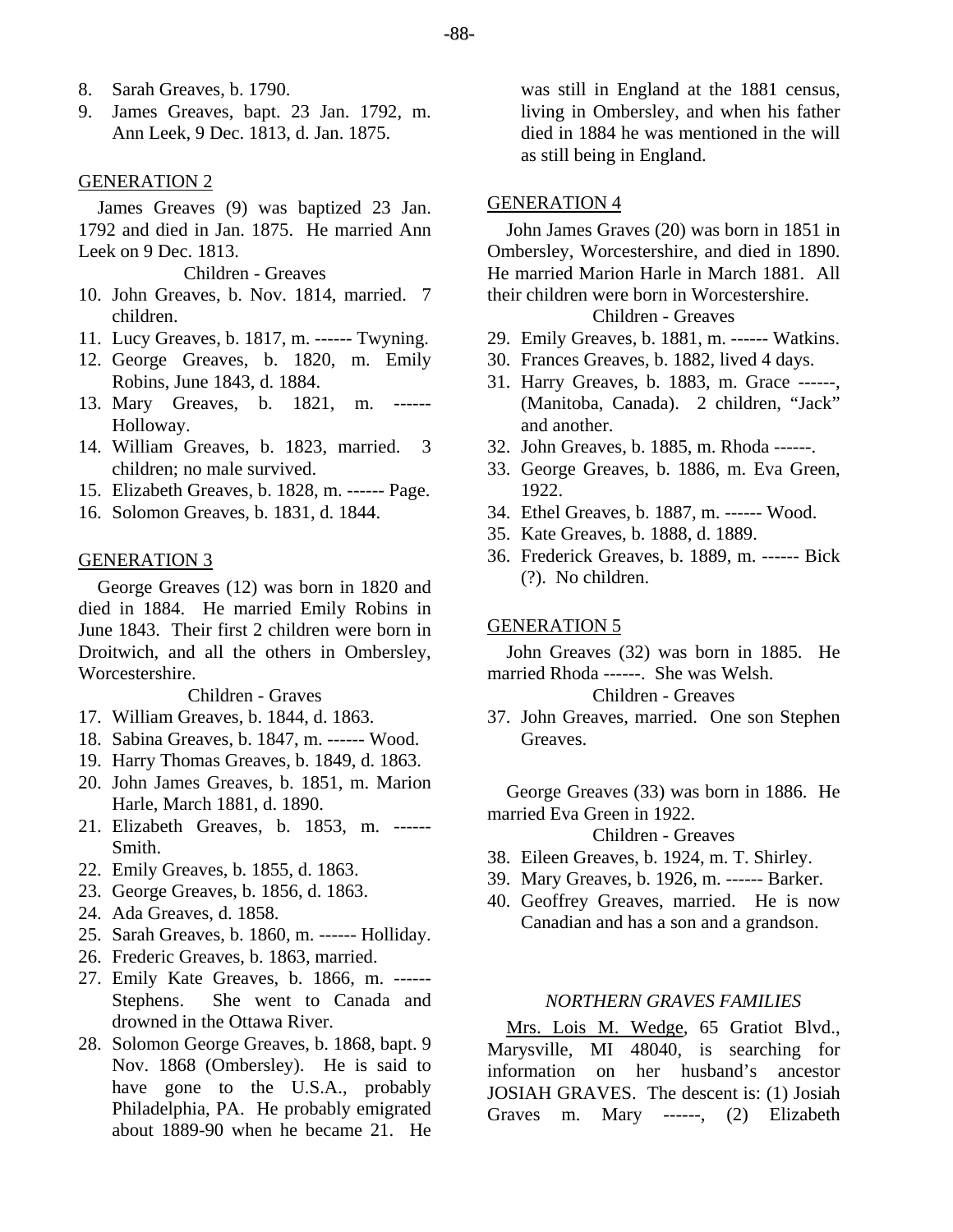8. Sarah Greaves, b. 1790.
9. James Greaves, bapt. 23 Jan. 1792, m. Ann Leek, 9 Dec. 1813, d. Jan. 1875.

GENERATION 2

James Greaves (9) was baptized 23 Jan. 1792 and died in Jan. 1875. He married Ann Leek on 9 Dec. 1813.

Children - Greaves

10. John Greaves, b. Nov. 1814, married. 7 children.
11. Lucy Greaves, b. 1817, m. ------ Twyning.
12. George Greaves, b. 1820, m. Emily Robins, June 1843, d. 1884.
13. Mary Greaves, b. 1821, m. ------ Holloway.
14. William Greaves, b. 1823, married. 3 children; no male survived.
15. Elizabeth Greaves, b. 1828, m. ------ Page.
16. Solomon Greaves, b. 1831, d. 1844.

GENERATION 3

George Greaves (12) was born in 1820 and died in 1884. He married Emily Robins in June 1843. Their first 2 children were born in Droitwich, and all the others in Ombersley, Worcestershire.

Children - Graves

17. William Greaves, b. 1844, d. 1863.
18. Sabina Greaves, b. 1847, m. ------ Wood.
19. Harry Thomas Greaves, b. 1849, d. 1863.
20. John James Greaves, b. 1851, m. Marion Harle, March 1881, d. 1890.
21. Elizabeth Greaves, b. 1853, m. ------ Smith.
22. Emily Greaves, b. 1855, d. 1863.
23. George Greaves, b. 1856, d. 1863.
24. Ada Greaves, d. 1858.
25. Sarah Greaves, b. 1860, m. ------ Holliday.
26. Frederic Greaves, b. 1863, married.
27. Emily Kate Greaves, b. 1866, m. ------ Stephens. She went to Canada and drowned in the Ottawa River.
28. Solomon George Greaves, b. 1868, bapt. 9 Nov. 1868 (Ombersley). He is said to have gone to the U.S.A., probably Philadelphia, PA. He probably emigrated about 1889-90 when he became 21. He was still in England at the 1881 census, living in Ombersley, and when his father died in 1884 he was mentioned in the will as still being in England.

GENERATION 4

John James Graves (20) was born in 1851 in Ombersley, Worcestershire, and died in 1890. He married Marion Harle in March 1881. All their children were born in Worcestershire.

Children - Greaves

29. Emily Greaves, b. 1881, m. ------ Watkins.
30. Frances Greaves, b. 1882, lived 4 days.
31. Harry Greaves, b. 1883, m. Grace ------, (Manitoba, Canada). 2 children, "Jack" and another.
32. John Greaves, b. 1885, m. Rhoda ------.
33. George Greaves, b. 1886, m. Eva Green, 1922.
34. Ethel Greaves, b. 1887, m. ------ Wood.
35. Kate Greaves, b. 1888, d. 1889.
36. Frederick Greaves, b. 1889, m. ------ Bick (?). No children.

GENERATION 5

John Greaves (32) was born in 1885. He married Rhoda ------. She was Welsh.

Children - Greaves

37. John Greaves, married. One son Stephen Greaves.

George Greaves (33) was born in 1886. He married Eva Green in 1922.

Children - Greaves

38. Eileen Greaves, b. 1924, m. T. Shirley.
39. Mary Greaves, b. 1926, m. ------ Barker.
40. Geoffrey Greaves, married. He is now Canadian and has a son and a grandson.

*NORTHERN GRAVES FAMILIES*

Mrs. Lois M. Wedge, 65 Gratiot Blvd., Marysville, MI 48040, is searching for information on her husband's ancestor JOSIAH GRAVES. The descent is: (1) Josiah Graves m. Mary ------, (2) Elizabeth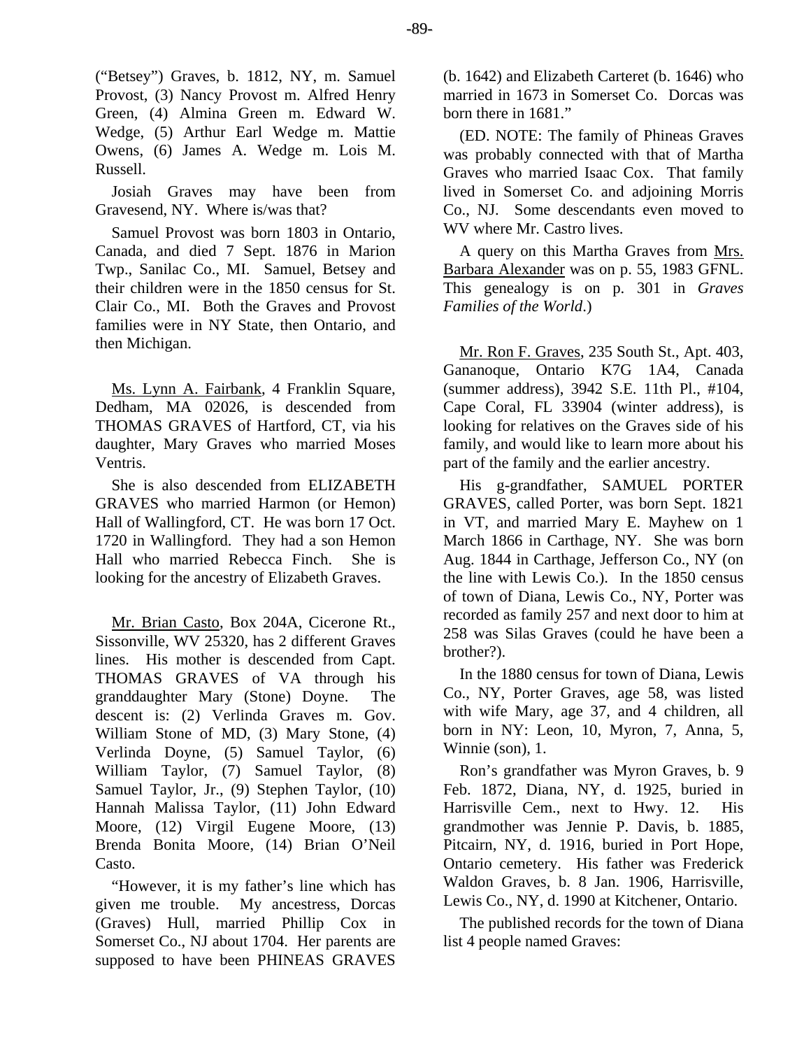("Betsey") Graves, b. 1812, NY, m. Samuel Provost, (3) Nancy Provost m. Alfred Henry Green, (4) Almina Green m. Edward W. Wedge, (5) Arthur Earl Wedge m. Mattie Owens, (6) James A. Wedge m. Lois M. Russell.

Josiah Graves may have been from Gravesend, NY. Where is/was that?

Samuel Provost was born 1803 in Ontario, Canada, and died 7 Sept. 1876 in Marion Twp., Sanilac Co., MI. Samuel, Betsey and their children were in the 1850 census for St. Clair Co., MI. Both the Graves and Provost families were in NY State, then Ontario, and then Michigan.

Ms. Lynn A. Fairbank, 4 Franklin Square, Dedham, MA 02026, is descended from THOMAS GRAVES of Hartford, CT, via his daughter, Mary Graves who married Moses Ventris.

She is also descended from ELIZABETH GRAVES who married Harmon (or Hemon) Hall of Wallingford, CT. He was born 17 Oct. 1720 in Wallingford. They had a son Hemon Hall who married Rebecca Finch. She is looking for the ancestry of Elizabeth Graves.

Mr. Brian Casto, Box 204A, Cicerone Rt., Sissonville, WV 25320, has 2 different Graves lines. His mother is descended from Capt. THOMAS GRAVES of VA through his granddaughter Mary (Stone) Doyne. The descent is: (2) Verlinda Graves m. Gov. William Stone of MD, (3) Mary Stone, (4) Verlinda Doyne, (5) Samuel Taylor, (6) William Taylor, (7) Samuel Taylor, (8) Samuel Taylor, Jr., (9) Stephen Taylor, (10) Hannah Malissa Taylor, (11) John Edward Moore, (12) Virgil Eugene Moore, (13) Brenda Bonita Moore, (14) Brian O'Neil Casto.

"However, it is my father's line which has given me trouble. My ancestress, Dorcas (Graves) Hull, married Phillip Cox in Somerset Co., NJ about 1704. Her parents are supposed to have been PHINEAS GRAVES (b. 1642) and Elizabeth Carteret (b. 1646) who married in 1673 in Somerset Co. Dorcas was born there in 1681."

(ED. NOTE: The family of Phineas Graves was probably connected with that of Martha Graves who married Isaac Cox. That family lived in Somerset Co. and adjoining Morris Co., NJ. Some descendants even moved to WV where Mr. Castro lives.

A query on this Martha Graves from Mrs. Barbara Alexander was on p. 55, 1983 GFNL. This genealogy is on p. 301 in *Graves Families of the World*.)

Mr. Ron F. Graves, 235 South St., Apt. 403, Gananoque, Ontario K7G 1A4, Canada (summer address), 3942 S.E. 11th Pl., #104, Cape Coral, FL 33904 (winter address), is looking for relatives on the Graves side of his family, and would like to learn more about his part of the family and the earlier ancestry.

His g-grandfather, SAMUEL PORTER GRAVES, called Porter, was born Sept. 1821 in VT, and married Mary E. Mayhew on 1 March 1866 in Carthage, NY. She was born Aug. 1844 in Carthage, Jefferson Co., NY (on the line with Lewis Co.). In the 1850 census of town of Diana, Lewis Co., NY, Porter was recorded as family 257 and next door to him at 258 was Silas Graves (could he have been a brother?).

In the 1880 census for town of Diana, Lewis Co., NY, Porter Graves, age 58, was listed with wife Mary, age 37, and 4 children, all born in NY: Leon, 10, Myron, 7, Anna, 5, Winnie (son), 1.

Ron's grandfather was Myron Graves, b. 9 Feb. 1872, Diana, NY, d. 1925, buried in Harrisville Cem., next to Hwy. 12. His grandmother was Jennie P. Davis, b. 1885, Pitcairn, NY, d. 1916, buried in Port Hope, Ontario cemetery. His father was Frederick Waldon Graves, b. 8 Jan. 1906, Harrisville, Lewis Co., NY, d. 1990 at Kitchener, Ontario.

The published records for the town of Diana list 4 people named Graves: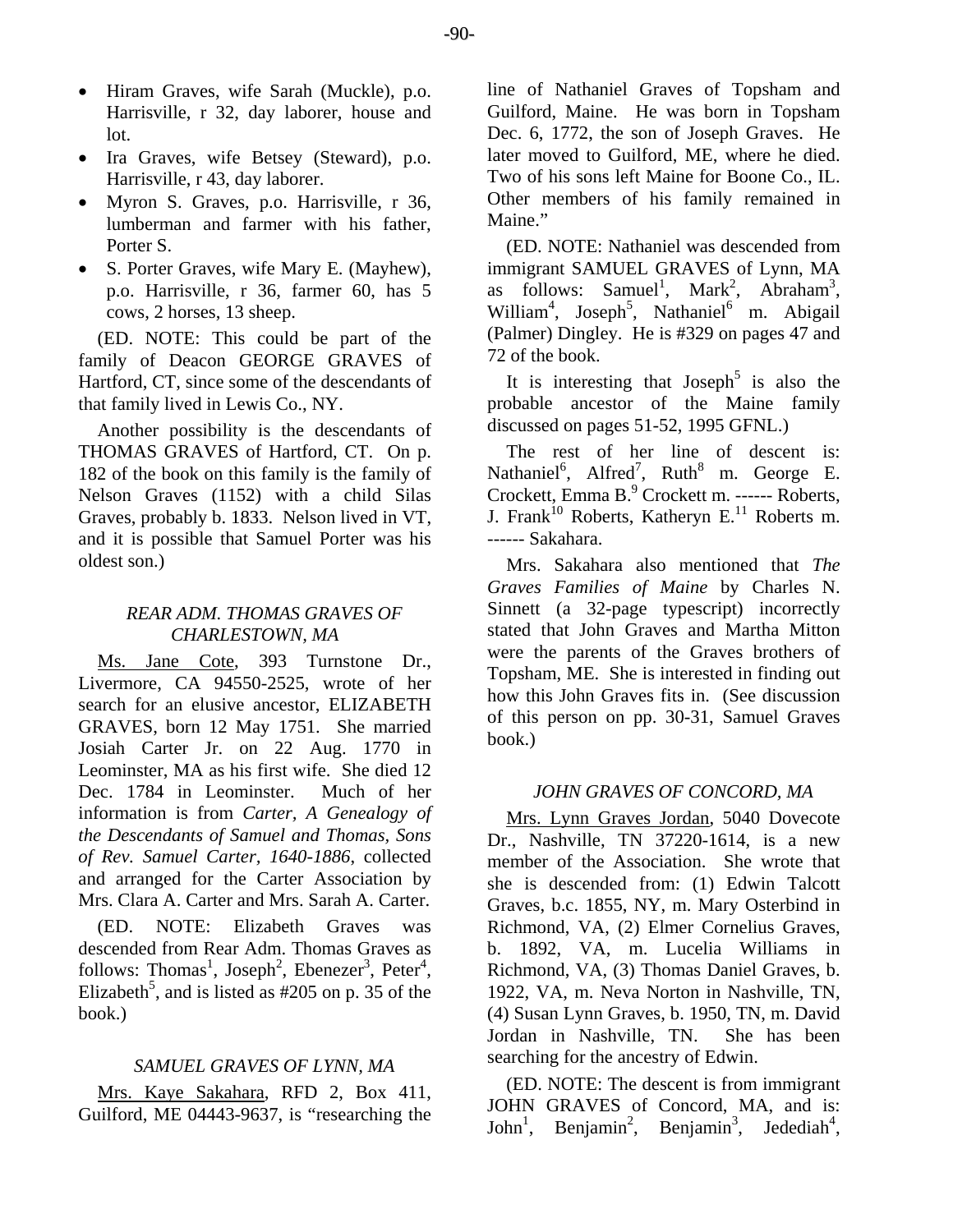- Hiram Graves, wife Sarah (Muckle), p.o. Harrisville, r 32, day laborer, house and lot.
- Ira Graves, wife Betsey (Steward), p.o. Harrisville, r 43, day laborer.
- Myron S. Graves, p.o. Harrisville, r 36, lumberman and farmer with his father, Porter S.
- S. Porter Graves, wife Mary E. (Mayhew), p.o. Harrisville, r 36, farmer 60, has 5 cows, 2 horses, 13 sheep.

(ED. NOTE: This could be part of the family of Deacon GEORGE GRAVES of Hartford, CT, since some of the descendants of that family lived in Lewis Co., NY.

Another possibility is the descendants of THOMAS GRAVES of Hartford, CT. On p. 182 of the book on this family is the family of Nelson Graves (1152) with a child Silas Graves, probably b. 1833. Nelson lived in VT, and it is possible that Samuel Porter was his oldest son.)

### *REAR ADM. THOMAS GRAVES OF CHARLESTOWN, MA*

Ms. Jane Cote, 393 Turnstone Dr., Livermore, CA 94550-2525, wrote of her search for an elusive ancestor, ELIZABETH GRAVES, born 12 May 1751. She married Josiah Carter Jr. on 22 Aug. 1770 in Leominster, MA as his first wife. She died 12 Dec. 1784 in Leominster. Much of her information is from *Carter, A Genealogy of the Descendants of Samuel and Thomas, Sons of Rev. Samuel Carter, 1640-1886,* collected and arranged for the Carter Association by Mrs. Clara A. Carter and Mrs. Sarah A. Carter.

(ED. NOTE: Elizabeth Graves was descended from Rear Adm. Thomas Graves as follows: Thomas$^1$, Joseph$^2$, Ebenezer$^3$, Peter$^4$, Elizabeth$^5$, and is listed as #205 on p. 35 of the book.)

### *SAMUEL GRAVES OF LYNN, MA*

Mrs. Kaye Sakahara, RFD 2, Box 411, Guilford, ME 04443-9637, is "researching the line of Nathaniel Graves of Topsham and Guilford, Maine. He was born in Topsham Dec. 6, 1772, the son of Joseph Graves. He later moved to Guilford, ME, where he died. Two of his sons left Maine for Boone Co., IL. Other members of his family remained in Maine."

(ED. NOTE: Nathaniel was descended from immigrant SAMUEL GRAVES of Lynn, MA as follows: Samuel$^1$, Mark$^2$, Abraham$^3$, William$^4$, Joseph$^5$, Nathaniel$^6$ m. Abigail (Palmer) Dingley. He is #329 on pages 47 and 72 of the book.

It is interesting that Joseph$^5$ is also the probable ancestor of the Maine family discussed on pages 51-52, 1995 GFNL.)

The rest of her line of descent is: Nathaniel$^6$, Alfred$^7$, Ruth$^8$ m. George E. Crockett, Emma B.$^9$ Crockett m. ------ Roberts, J. Frank$^{10}$ Roberts, Katheryn E.$^{11}$ Roberts m. ------ Sakahara.

Mrs. Sakahara also mentioned that *The Graves Families of Maine* by Charles N. Sinnett (a 32-page typescript) incorrectly stated that John Graves and Martha Mitton were the parents of the Graves brothers of Topsham, ME. She is interested in finding out how this John Graves fits in. (See discussion of this person on pp. 30-31, Samuel Graves book.)

### *JOHN GRAVES OF CONCORD, MA*

Mrs. Lynn Graves Jordan, 5040 Dovecote Dr., Nashville, TN 37220-1614, is a new member of the Association. She wrote that she is descended from: (1) Edwin Talcott Graves, b.c. 1855, NY, m. Mary Osterbind in Richmond, VA, (2) Elmer Cornelius Graves, b. 1892, VA, m. Lucelia Williams in Richmond, VA, (3) Thomas Daniel Graves, b. 1922, VA, m. Neva Norton in Nashville, TN, (4) Susan Lynn Graves, b. 1950, TN, m. David Jordan in Nashville, TN. She has been searching for the ancestry of Edwin.

(ED. NOTE: The descent is from immigrant JOHN GRAVES of Concord, MA, and is: John$^1$, Benjamin$^2$, Benjamin$^3$, Jedediah$^4$,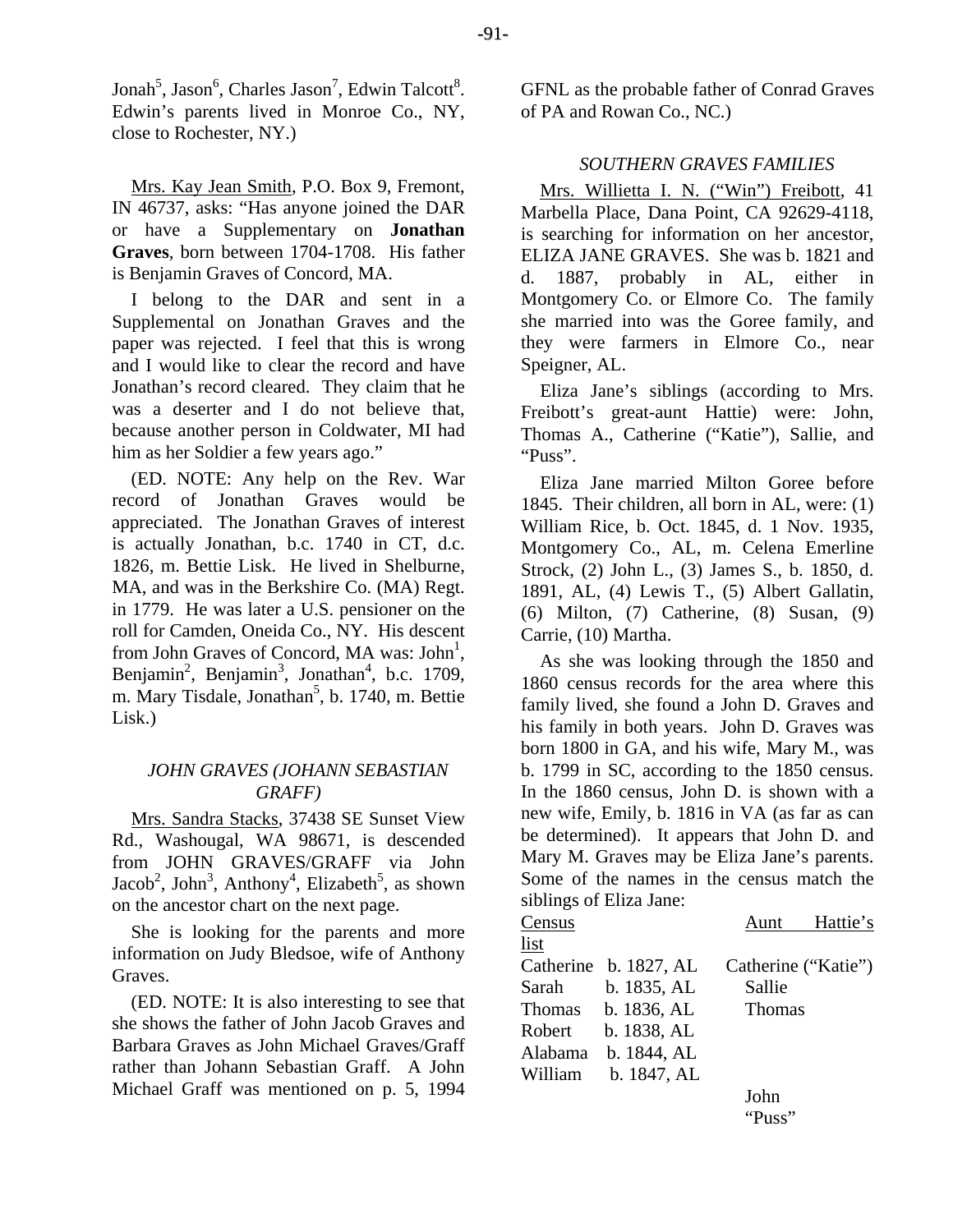Jonah[5], Jason[6], Charles Jason[7], Edwin Talcott[8]. Edwin's parents lived in Monroe Co., NY, close to Rochester, NY.)

Mrs. Kay Jean Smith, P.O. Box 9, Fremont, IN 46737, asks: "Has anyone joined the DAR or have a Supplementary on **Jonathan Graves**, born between 1704-1708. His father is Benjamin Graves of Concord, MA.

I belong to the DAR and sent in a Supplemental on Jonathan Graves and the paper was rejected. I feel that this is wrong and I would like to clear the record and have Jonathan's record cleared. They claim that he was a deserter and I do not believe that, because another person in Coldwater, MI had him as her Soldier a few years ago."

(ED. NOTE: Any help on the Rev. War record of Jonathan Graves would be appreciated. The Jonathan Graves of interest is actually Jonathan, b.c. 1740 in CT, d.c. 1826, m. Bettie Lisk. He lived in Shelburne, MA, and was in the Berkshire Co. (MA) Regt. in 1779. He was later a U.S. pensioner on the roll for Camden, Oneida Co., NY. His descent from John Graves of Concord, MA was: John[1], Benjamin[2], Benjamin[3], Jonathan[4], b.c. 1709, m. Mary Tisdale, Jonathan[5], b. 1740, m. Bettie Lisk.)

### *JOHN GRAVES (JOHANN SEBASTIAN GRAFF)*

Mrs. Sandra Stacks, 37438 SE Sunset View Rd., Washougal, WA 98671, is descended from JOHN GRAVES/GRAFF via John Jacob[2], John[3], Anthony[4], Elizabeth[5], as shown on the ancestor chart on the next page.

She is looking for the parents and more information on Judy Bledsoe, wife of Anthony Graves.

(ED. NOTE: It is also interesting to see that she shows the father of John Jacob Graves and Barbara Graves as John Michael Graves/Graff rather than Johann Sebastian Graff. A John Michael Graff was mentioned on p. 5, 1994 GFNL as the probable father of Conrad Graves of PA and Rowan Co., NC.)

### *SOUTHERN GRAVES FAMILIES*

Mrs. Willietta I. N. ("Win") Freibott, 41 Marbella Place, Dana Point, CA 92629-4118, is searching for information on her ancestor, ELIZA JANE GRAVES. She was b. 1821 and d. 1887, probably in AL, either in Montgomery Co. or Elmore Co. The family she married into was the Goree family, and they were farmers in Elmore Co., near Speigner, AL.

Eliza Jane's siblings (according to Mrs. Freibott's great-aunt Hattie) were: John, Thomas A., Catherine ("Katie"), Sallie, and "Puss".

Eliza Jane married Milton Goree before 1845. Their children, all born in AL, were: (1) William Rice, b. Oct. 1845, d. 1 Nov. 1935, Montgomery Co., AL, m. Celena Emerline Strock, (2) John L., (3) James S., b. 1850, d. 1891, AL, (4) Lewis T., (5) Albert Gallatin, (6) Milton, (7) Catherine, (8) Susan, (9) Carrie, (10) Martha.

As she was looking through the 1850 and 1860 census records for the area where this family lived, she found a John D. Graves and his family in both years. John D. Graves was born 1800 in GA, and his wife, Mary M., was b. 1799 in SC, according to the 1850 census. In the 1860 census, John D. is shown with a new wife, Emily, b. 1816 in VA (as far as can be determined). It appears that John D. and Mary M. Graves may be Eliza Jane's parents. Some of the names in the census match the siblings of Eliza Jane:

| Census list | | Aunt Hattie's list |
|---|---|---|
| Catherine | b. 1827, AL | Catherine ("Katie") |
| Sarah | b. 1835, AL | Sallie |
| Thomas | b. 1836, AL | Thomas |
| Robert | b. 1838, AL | |
| Alabama | b. 1844, AL | |
| William | b. 1847, AL | |
| | | John |
| | | "Puss" |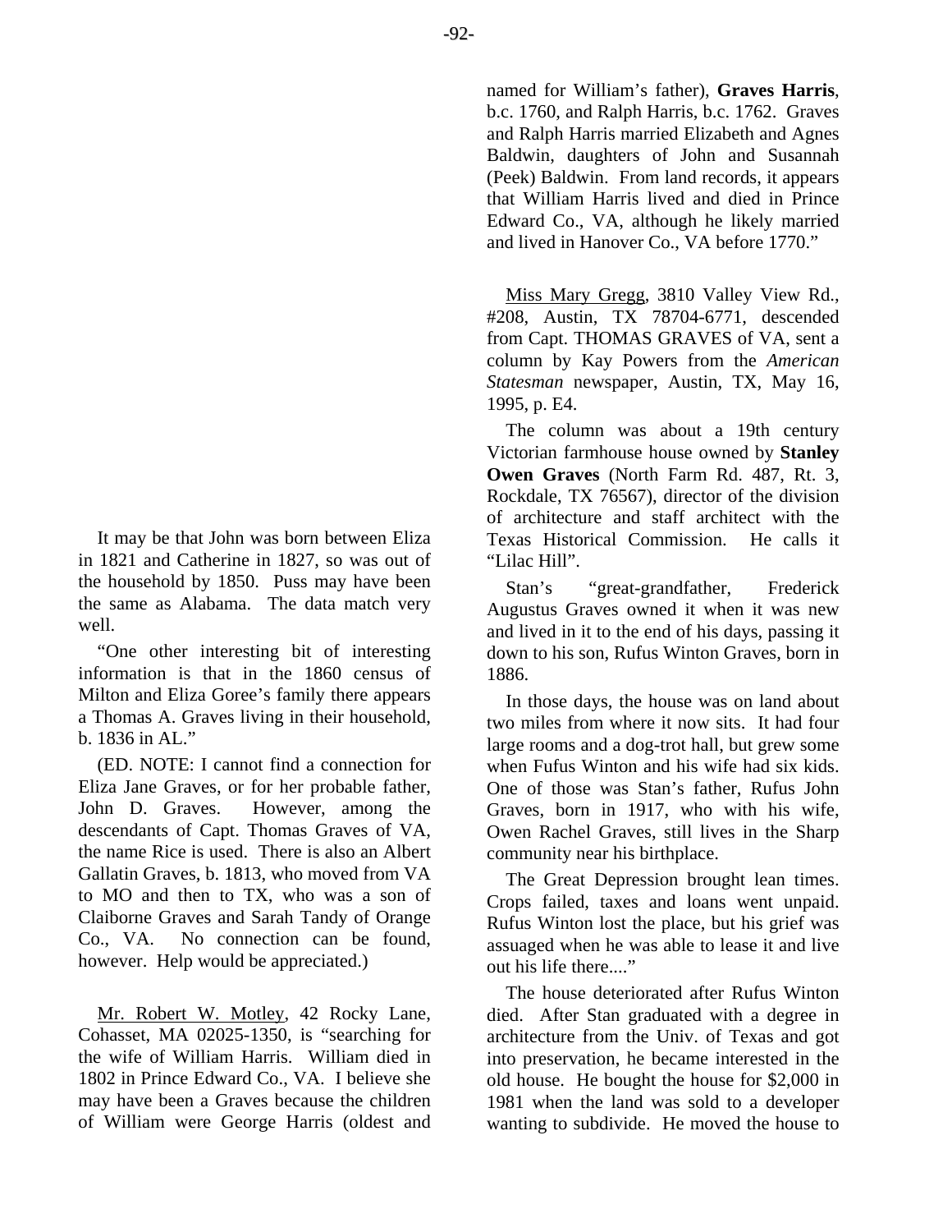It may be that John was born between Eliza in 1821 and Catherine in 1827, so was out of the household by 1850. Puss may have been the same as Alabama. The data match very well.

"One other interesting bit of interesting information is that in the 1860 census of Milton and Eliza Goree's family there appears a Thomas A. Graves living in their household, b. 1836 in AL."

(ED. NOTE: I cannot find a connection for Eliza Jane Graves, or for her probable father, John D. Graves. However, among the descendants of Capt. Thomas Graves of VA, the name Rice is used. There is also an Albert Gallatin Graves, b. 1813, who moved from VA to MO and then to TX, who was a son of Claiborne Graves and Sarah Tandy of Orange Co., VA. No connection can be found, however. Help would be appreciated.)

Mr. Robert W. Motley, 42 Rocky Lane, Cohasset, MA 02025-1350, is "searching for the wife of William Harris. William died in 1802 in Prince Edward Co., VA. I believe she may have been a Graves because the children of William were George Harris (oldest and named for William's father), **Graves Harris**, b.c. 1760, and Ralph Harris, b.c. 1762. Graves and Ralph Harris married Elizabeth and Agnes Baldwin, daughters of John and Susannah (Peek) Baldwin. From land records, it appears that William Harris lived and died in Prince Edward Co., VA, although he likely married and lived in Hanover Co., VA before 1770."

Miss Mary Gregg, 3810 Valley View Rd., #208, Austin, TX 78704-6771, descended from Capt. THOMAS GRAVES of VA, sent a column by Kay Powers from the *American Statesman* newspaper, Austin, TX, May 16, 1995, p. E4.

The column was about a 19th century Victorian farmhouse house owned by **Stanley Owen Graves** (North Farm Rd. 487, Rt. 3, Rockdale, TX 76567), director of the division of architecture and staff architect with the Texas Historical Commission. He calls it "Lilac Hill".

Stan's "great-grandfather, Frederick Augustus Graves owned it when it was new and lived in it to the end of his days, passing it down to his son, Rufus Winton Graves, born in 1886.

In those days, the house was on land about two miles from where it now sits. It had four large rooms and a dog-trot hall, but grew some when Fufus Winton and his wife had six kids. One of those was Stan's father, Rufus John Graves, born in 1917, who with his wife, Owen Rachel Graves, still lives in the Sharp community near his birthplace.

The Great Depression brought lean times. Crops failed, taxes and loans went unpaid. Rufus Winton lost the place, but his grief was assuaged when he was able to lease it and live out his life there...."

The house deteriorated after Rufus Winton died. After Stan graduated with a degree in architecture from the Univ. of Texas and got into preservation, he became interested in the old house. He bought the house for $2,000 in 1981 when the land was sold to a developer wanting to subdivide. He moved the house to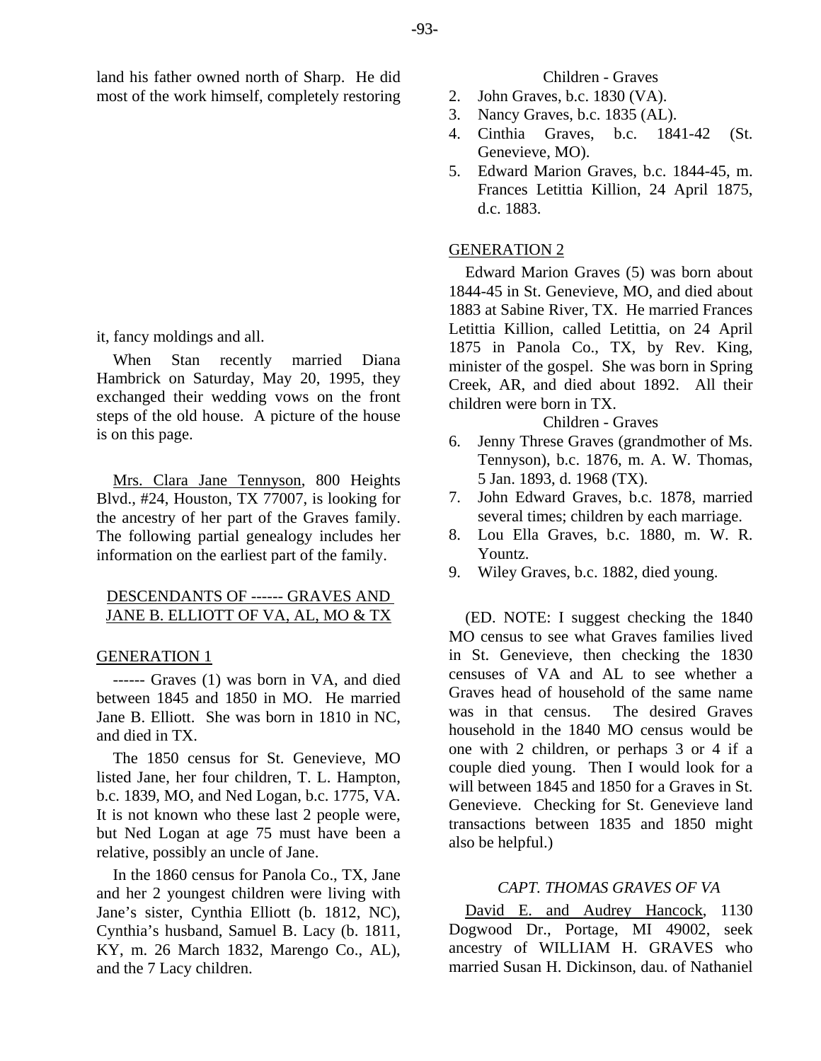land his father owned north of Sharp. He did most of the work himself, completely restoring it, fancy moldings and all.

When Stan recently married Diana Hambrick on Saturday, May 20, 1995, they exchanged their wedding vows on the front steps of the old house. A picture of the house is on this page.

Mrs. Clara Jane Tennyson, 800 Heights Blvd., #24, Houston, TX 77007, is looking for the ancestry of her part of the Graves family. The following partial genealogy includes her information on the earliest part of the family.

## DESCENDANTS OF ------ GRAVES AND JANE B. ELLIOTT OF VA, AL, MO & TX

### GENERATION 1

------ Graves (1) was born in VA, and died between 1845 and 1850 in MO. He married Jane B. Elliott. She was born in 1810 in NC, and died in TX.

The 1850 census for St. Genevieve, MO listed Jane, her four children, T. L. Hampton, b.c. 1839, MO, and Ned Logan, b.c. 1775, VA. It is not known who these last 2 people were, but Ned Logan at age 75 must have been a relative, possibly an uncle of Jane.

In the 1860 census for Panola Co., TX, Jane and her 2 youngest children were living with Jane's sister, Cynthia Elliott (b. 1812, NC), Cynthia's husband, Samuel B. Lacy (b. 1811, KY, m. 26 March 1832, Marengo Co., AL), and the 7 Lacy children.

Children - Graves

2. John Graves, b.c. 1830 (VA).
3. Nancy Graves, b.c. 1835 (AL).
4. Cinthia Graves, b.c. 1841-42 (St. Genevieve, MO).
5. Edward Marion Graves, b.c. 1844-45, m. Frances Letittia Killion, 24 April 1875, d.c. 1883.

### GENERATION 2

Edward Marion Graves (5) was born about 1844-45 in St. Genevieve, MO, and died about 1883 at Sabine River, TX. He married Frances Letittia Killion, called Letittia, on 24 April 1875 in Panola Co., TX, by Rev. King, minister of the gospel. She was born in Spring Creek, AR, and died about 1892. All their children were born in TX.

Children - Graves

6. Jenny Threse Graves (grandmother of Ms. Tennyson), b.c. 1876, m. A. W. Thomas, 5 Jan. 1893, d. 1968 (TX).
7. John Edward Graves, b.c. 1878, married several times; children by each marriage.
8. Lou Ella Graves, b.c. 1880, m. W. R. Yountz.
9. Wiley Graves, b.c. 1882, died young.

(ED. NOTE: I suggest checking the 1840 MO census to see what Graves families lived in St. Genevieve, then checking the 1830 censuses of VA and AL to see whether a Graves head of household of the same name was in that census. The desired Graves household in the 1840 MO census would be one with 2 children, or perhaps 3 or 4 if a couple died young. Then I would look for a will between 1845 and 1850 for a Graves in St. Genevieve. Checking for St. Genevieve land transactions between 1835 and 1850 might also be helpful.)

## *CAPT. THOMAS GRAVES OF VA*

David E. and Audrey Hancock, 1130 Dogwood Dr., Portage, MI 49002, seek ancestry of WILLIAM H. GRAVES who married Susan H. Dickinson, dau. of Nathaniel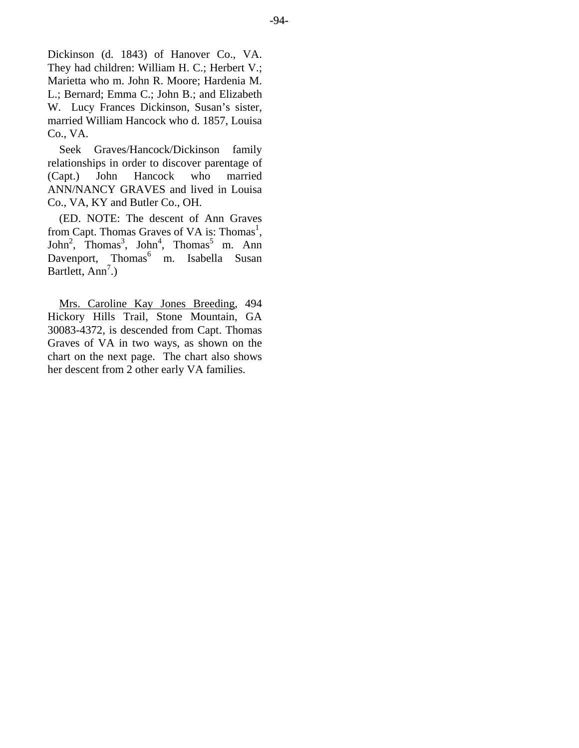Dickinson (d. 1843) of Hanover Co., VA. They had children: William H. C.; Herbert V.; Marietta who m. John R. Moore; Hardenia M. L.; Bernard; Emma C.; John B.; and Elizabeth W. Lucy Frances Dickinson, Susan's sister, married William Hancock who d. 1857, Louisa Co., VA.

Seek Graves/Hancock/Dickinson family relationships in order to discover parentage of (Capt.) John Hancock who married ANN/NANCY GRAVES and lived in Louisa Co., VA, KY and Butler Co., OH.

(ED. NOTE: The descent of Ann Graves from Capt. Thomas Graves of VA is: Thomas[1], John[2], Thomas[3], John[4], Thomas[5] m. Ann Davenport, Thomas[6] m. Isabella Susan Bartlett, Ann[7].)

<u>Mrs. Caroline Kay Jones Breeding</u>, 494 Hickory Hills Trail, Stone Mountain, GA 30083-4372, is descended from Capt. Thomas Graves of VA in two ways, as shown on the chart on the next page. The chart also shows her descent from 2 other early VA families.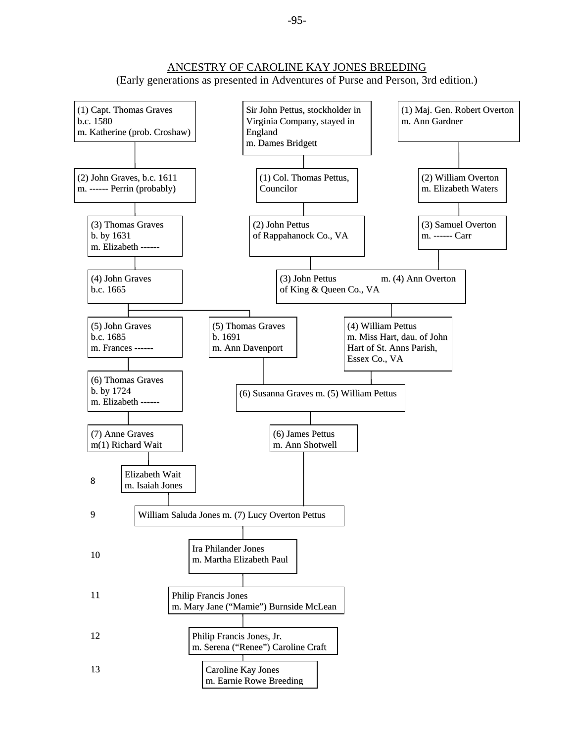## ANCESTRY OF CAROLINE KAY JONES BREEDING

(Early generations as presented in Adventures of Purse and Person, 3rd edition.)

(1) Capt. Thomas Graves
b.c. 1580
m. Katherine (prob. Croshaw)

Sir John Pettus, stockholder in Virginia Company, stayed in England
m. Dames Bridgett

(1) Maj. Gen. Robert Overton
m. Ann Gardner

(2) John Graves, b.c. 1611
m. ------ Perrin (probably)

(1) Col. Thomas Pettus,
Councilor

(2) William Overton
m. Elizabeth Waters

(3) Thomas Graves
b. by 1631
m. Elizabeth ------

(2) John Pettus
of Rappahanock Co., VA

(3) Samuel Overton
m. ------ Carr

(4) John Graves
b.c. 1665

(3) John Pettus m. (4) Ann Overton
of King & Queen Co., VA

(5) John Graves
b.c. 1685
m. Frances ------

(5) Thomas Graves
b. 1691
m. Ann Davenport

(4) William Pettus
m. Miss Hart, dau. of John Hart of St. Anns Parish, Essex Co., VA

(6) Thomas Graves
b. by 1724
m. Elizabeth ------

(6) Susanna Graves m. (5) William Pettus

(7) Anne Graves
m(1) Richard Wait

(6) James Pettus
m. Ann Shotwell

8 Elizabeth Wait
m. Isaiah Jones

9 William Saluda Jones m. (7) Lucy Overton Pettus

10 Ira Philander Jones
m. Martha Elizabeth Paul

11 Philip Francis Jones
m. Mary Jane ("Mamie") Burnside McLean

12 Philip Francis Jones, Jr.
m. Serena ("Renee") Caroline Craft

13 Caroline Kay Jones
m. Earnie Rowe Breeding